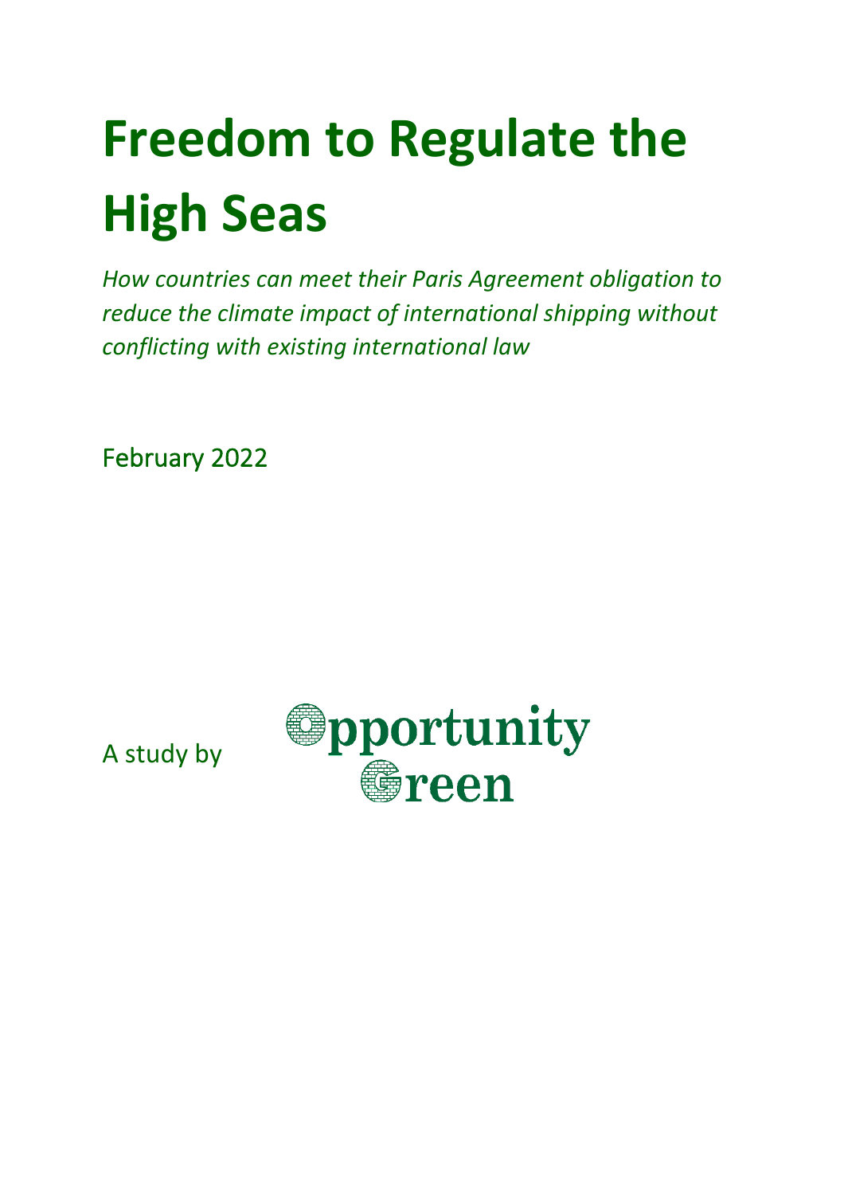# Freedom to Regulate the High Seas

*How countries can meet their Paris Agreement obligation to reduce the climate impact of international shipping without conflicting with existing international law*

February 2022

A study by Opportunity Green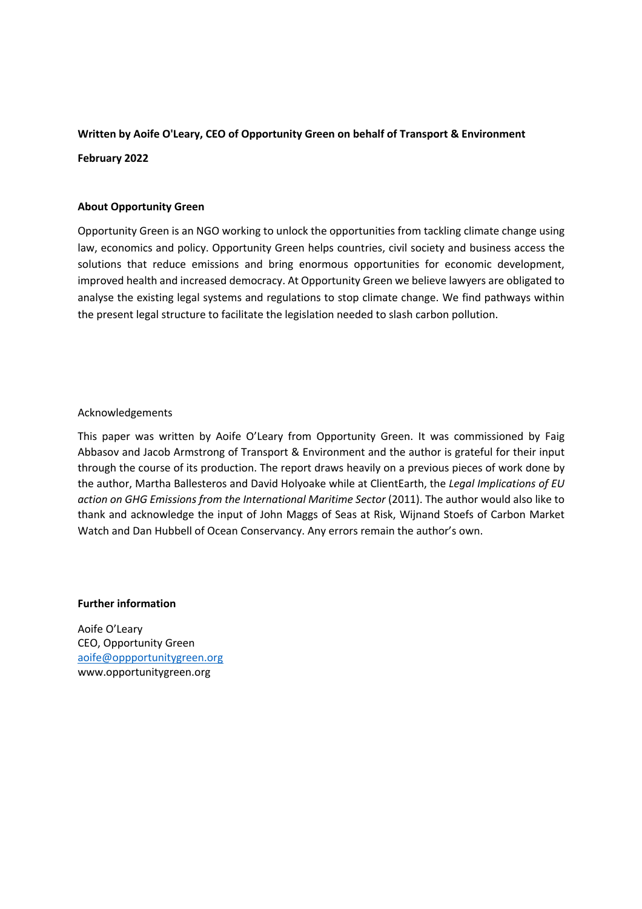**Written by Aoife O'Leary, CEO of Opportunity Green on behalf of Transport & Environment**

**February 2022**

**About Opportunity Green**

Opportunity Green is an NGO working to unlock the opportunities from tackling climate change using law, economics and policy. Opportunity Green helps countries, civil society and business access the solutions that reduce emissions and bring enormous opportunities for economic development, improved health and increased democracy. At Opportunity Green we believe lawyers are obligated to analyse the existing legal systems and regulations to stop climate change. We find pathways within the present legal structure to facilitate the legislation needed to slash carbon pollution.

Acknowledgements

This paper was written by Aoife O'Leary from Opportunity Green. It was commissioned by Faig Abbasov and Jacob Armstrong of Transport & Environment and the author is grateful for their input through the course of its production. The report draws heavily on a previous pieces of work done by the author, Martha Ballesteros and David Holyoake while at ClientEarth, the *Legal Implications of EU action on GHG Emissions from the International Maritime Sector* (2011). The author would also like to thank and acknowledge the input of John Maggs of Seas at Risk, Wijnand Stoefs of Carbon Market Watch and Dan Hubbell of Ocean Conservancy. Any errors remain the author's own.

**Further information**

Aoife O'Leary
CEO, Opportunity Green
[aoife@oppportunitygreen.org](mailto:aoife@oppportunitygreen.org)
www.opportunitygreen.org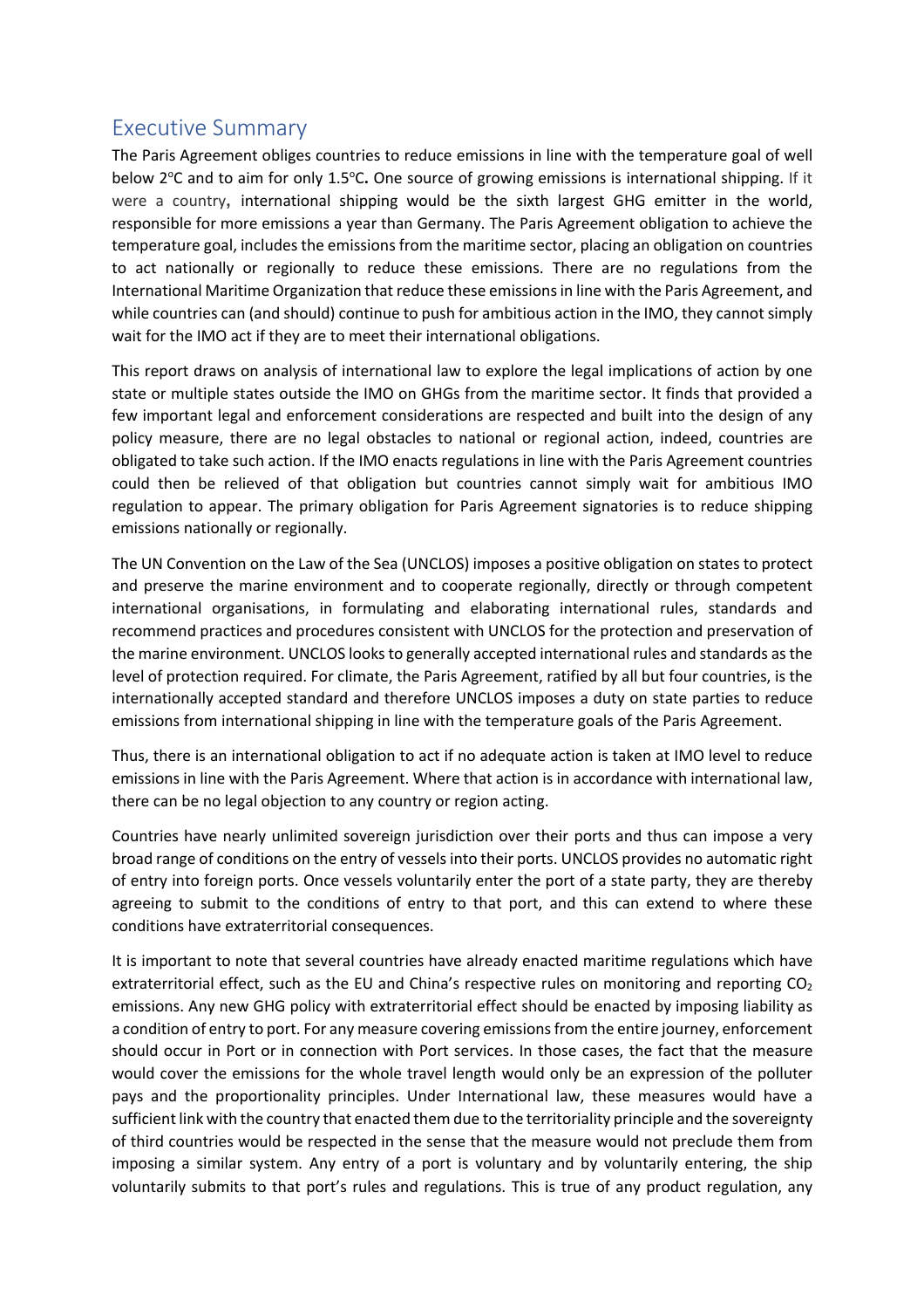## Executive Summary

The Paris Agreement obliges countries to reduce emissions in line with the temperature goal of well below 2°C and to aim for only 1.5°C**.** One source of growing emissions is international shipping. If it were a country, international shipping would be the sixth largest GHG emitter in the world, responsible for more emissions a year than Germany. The Paris Agreement obligation to achieve the temperature goal, includes the emissions from the maritime sector, placing an obligation on countries to act nationally or regionally to reduce these emissions. There are no regulations from the International Maritime Organization that reduce these emissions in line with the Paris Agreement, and while countries can (and should) continue to push for ambitious action in the IMO, they cannot simply wait for the IMO act if they are to meet their international obligations.

This report draws on analysis of international law to explore the legal implications of action by one state or multiple states outside the IMO on GHGs from the maritime sector. It finds that provided a few important legal and enforcement considerations are respected and built into the design of any policy measure, there are no legal obstacles to national or regional action, indeed, countries are obligated to take such action. If the IMO enacts regulations in line with the Paris Agreement countries could then be relieved of that obligation but countries cannot simply wait for ambitious IMO regulation to appear. The primary obligation for Paris Agreement signatories is to reduce shipping emissions nationally or regionally.

The UN Convention on the Law of the Sea (UNCLOS) imposes a positive obligation on states to protect and preserve the marine environment and to cooperate regionally, directly or through competent international organisations, in formulating and elaborating international rules, standards and recommend practices and procedures consistent with UNCLOS for the protection and preservation of the marine environment. UNCLOS looks to generally accepted international rules and standards as the level of protection required. For climate, the Paris Agreement, ratified by all but four countries, is the internationally accepted standard and therefore UNCLOS imposes a duty on state parties to reduce emissions from international shipping in line with the temperature goals of the Paris Agreement.

Thus, there is an international obligation to act if no adequate action is taken at IMO level to reduce emissions in line with the Paris Agreement. Where that action is in accordance with international law, there can be no legal objection to any country or region acting.

Countries have nearly unlimited sovereign jurisdiction over their ports and thus can impose a very broad range of conditions on the entry of vessels into their ports. UNCLOS provides no automatic right of entry into foreign ports. Once vessels voluntarily enter the port of a state party, they are thereby agreeing to submit to the conditions of entry to that port, and this can extend to where these conditions have extraterritorial consequences.

It is important to note that several countries have already enacted maritime regulations which have extraterritorial effect, such as the EU and China's respective rules on monitoring and reporting $CO_2$ emissions. Any new GHG policy with extraterritorial effect should be enacted by imposing liability as a condition of entry to port. For any measure covering emissions from the entire journey, enforcement should occur in Port or in connection with Port services. In those cases, the fact that the measure would cover the emissions for the whole travel length would only be an expression of the polluter pays and the proportionality principles. Under International law, these measures would have a sufficient link with the country that enacted them due to the territoriality principle and the sovereignty of third countries would be respected in the sense that the measure would not preclude them from imposing a similar system. Any entry of a port is voluntary and by voluntarily entering, the ship voluntarily submits to that port's rules and regulations. This is true of any product regulation, any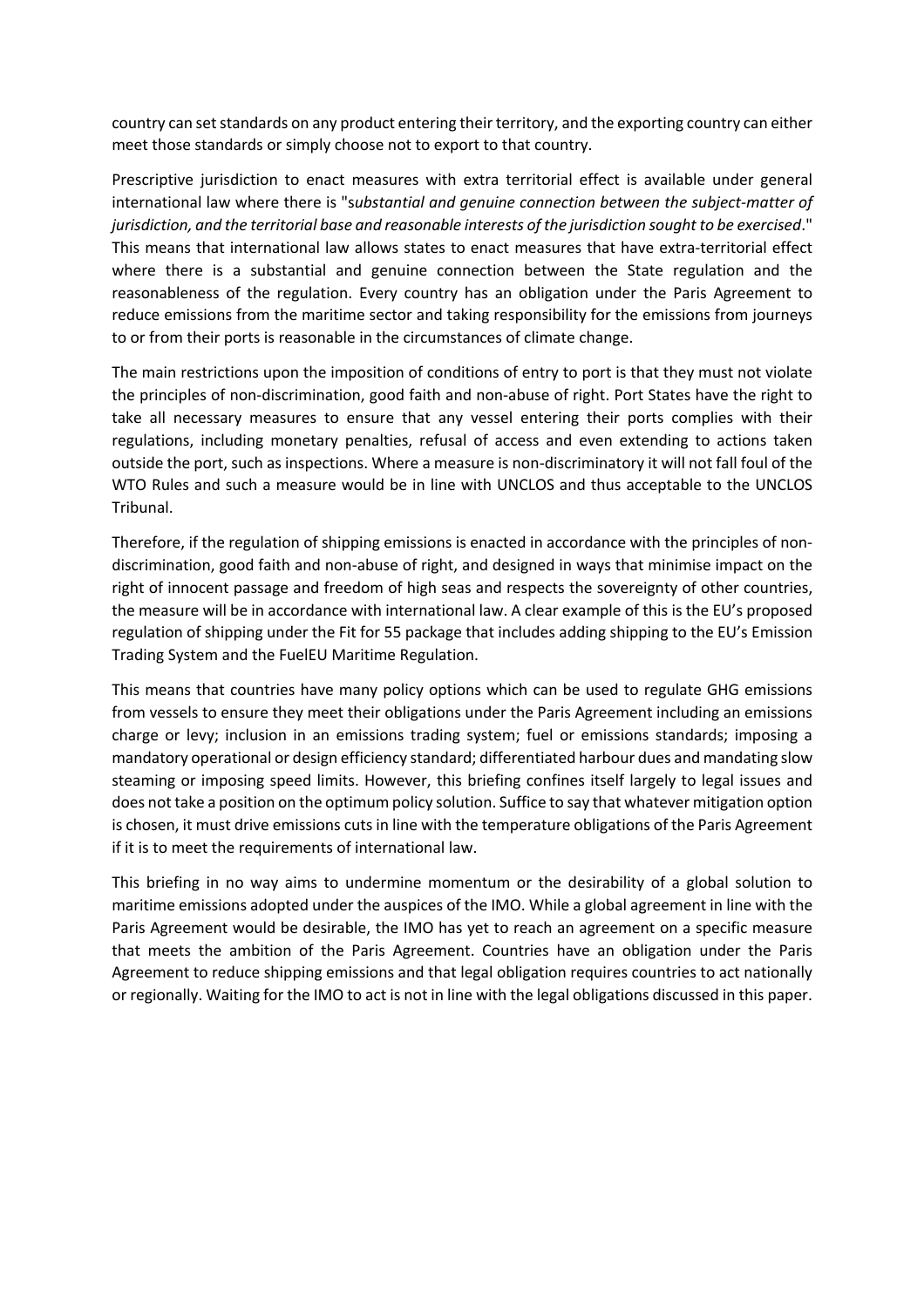country can set standards on any product entering their territory, and the exporting country can either meet those standards or simply choose not to export to that country.

Prescriptive jurisdiction to enact measures with extra territorial effect is available under general international law where there is "*substantial and genuine connection between the subject-matter of jurisdiction, and the territorial base and reasonable interests of the jurisdiction sought to be exercised*." This means that international law allows states to enact measures that have extra-territorial effect where there is a substantial and genuine connection between the State regulation and the reasonableness of the regulation. Every country has an obligation under the Paris Agreement to reduce emissions from the maritime sector and taking responsibility for the emissions from journeys to or from their ports is reasonable in the circumstances of climate change.

The main restrictions upon the imposition of conditions of entry to port is that they must not violate the principles of non-discrimination, good faith and non-abuse of right. Port States have the right to take all necessary measures to ensure that any vessel entering their ports complies with their regulations, including monetary penalties, refusal of access and even extending to actions taken outside the port, such as inspections. Where a measure is non-discriminatory it will not fall foul of the WTO Rules and such a measure would be in line with UNCLOS and thus acceptable to the UNCLOS Tribunal.

Therefore, if the regulation of shipping emissions is enacted in accordance with the principles of non-discrimination, good faith and non-abuse of right, and designed in ways that minimise impact on the right of innocent passage and freedom of high seas and respects the sovereignty of other countries, the measure will be in accordance with international law. A clear example of this is the EU's proposed regulation of shipping under the Fit for 55 package that includes adding shipping to the EU's Emission Trading System and the FuelEU Maritime Regulation.

This means that countries have many policy options which can be used to regulate GHG emissions from vessels to ensure they meet their obligations under the Paris Agreement including an emissions charge or levy; inclusion in an emissions trading system; fuel or emissions standards; imposing a mandatory operational or design efficiency standard; differentiated harbour dues and mandating slow steaming or imposing speed limits. However, this briefing confines itself largely to legal issues and does not take a position on the optimum policy solution. Suffice to say that whatever mitigation option is chosen, it must drive emissions cuts in line with the temperature obligations of the Paris Agreement if it is to meet the requirements of international law.

This briefing in no way aims to undermine momentum or the desirability of a global solution to maritime emissions adopted under the auspices of the IMO. While a global agreement in line with the Paris Agreement would be desirable, the IMO has yet to reach an agreement on a specific measure that meets the ambition of the Paris Agreement. Countries have an obligation under the Paris Agreement to reduce shipping emissions and that legal obligation requires countries to act nationally or regionally. Waiting for the IMO to act is not in line with the legal obligations discussed in this paper.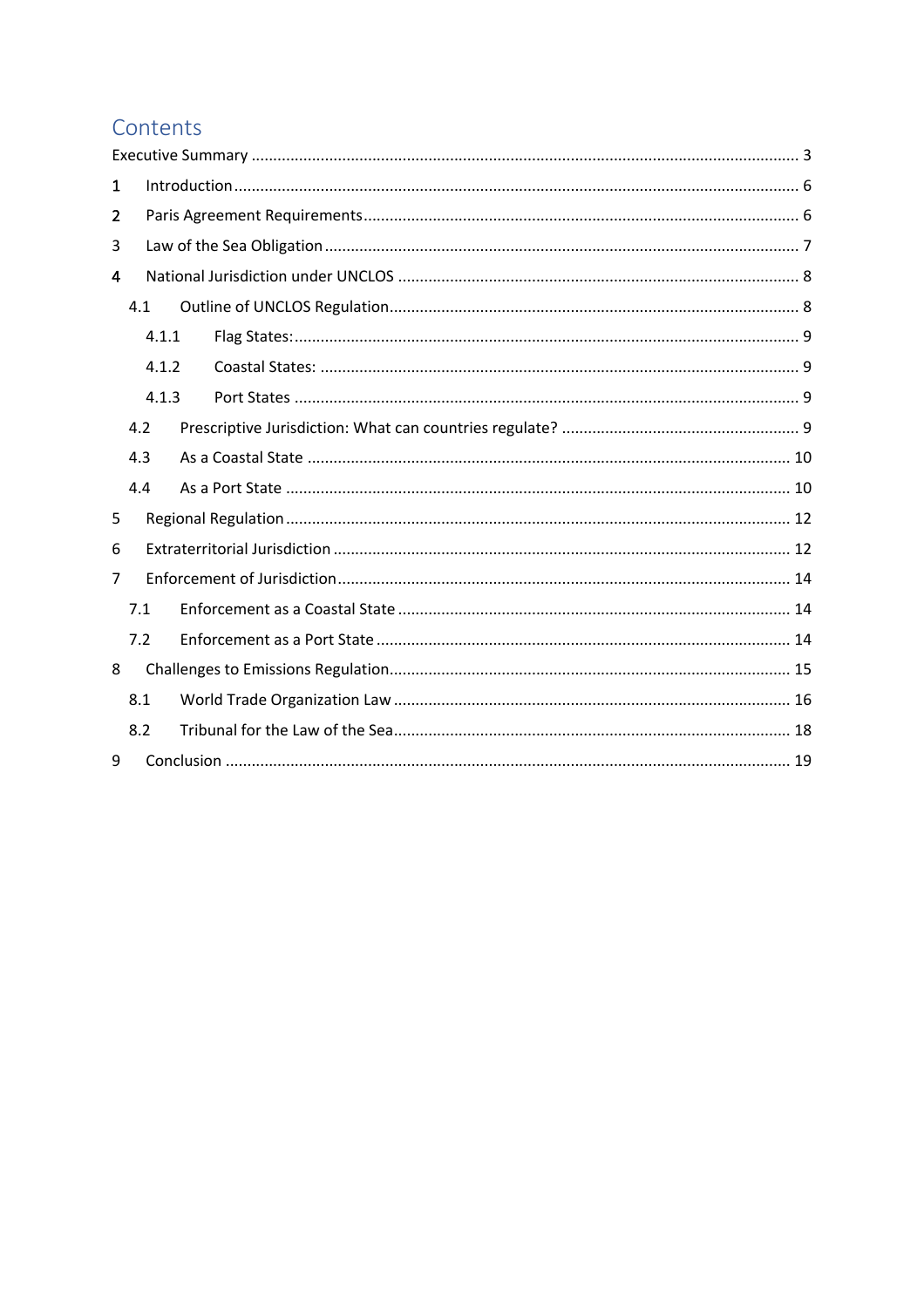# Contents

Executive Summary ..... 3

1 Introduction ..... 6

2 Paris Agreement Requirements ..... 6

3 Law of the Sea Obligation ..... 7

4 National Jurisdiction under UNCLOS ..... 8

- 4.1 Outline of UNCLOS Regulation ..... 8
  - 4.1.1 Flag States: ..... 9
  - 4.1.2 Coastal States: ..... 9
  - 4.1.3 Port States ..... 9
- 4.2 Prescriptive Jurisdiction: What can countries regulate? ..... 9
- 4.3 As a Coastal State ..... 10
- 4.4 As a Port State ..... 10

5 Regional Regulation ..... 12

6 Extraterritorial Jurisdiction ..... 12

7 Enforcement of Jurisdiction ..... 14

- 7.1 Enforcement as a Coastal State ..... 14
- 7.2 Enforcement as a Port State ..... 14

8 Challenges to Emissions Regulation ..... 15

- 8.1 World Trade Organization Law ..... 16
- 8.2 Tribunal for the Law of the Sea ..... 18

9 Conclusion ..... 19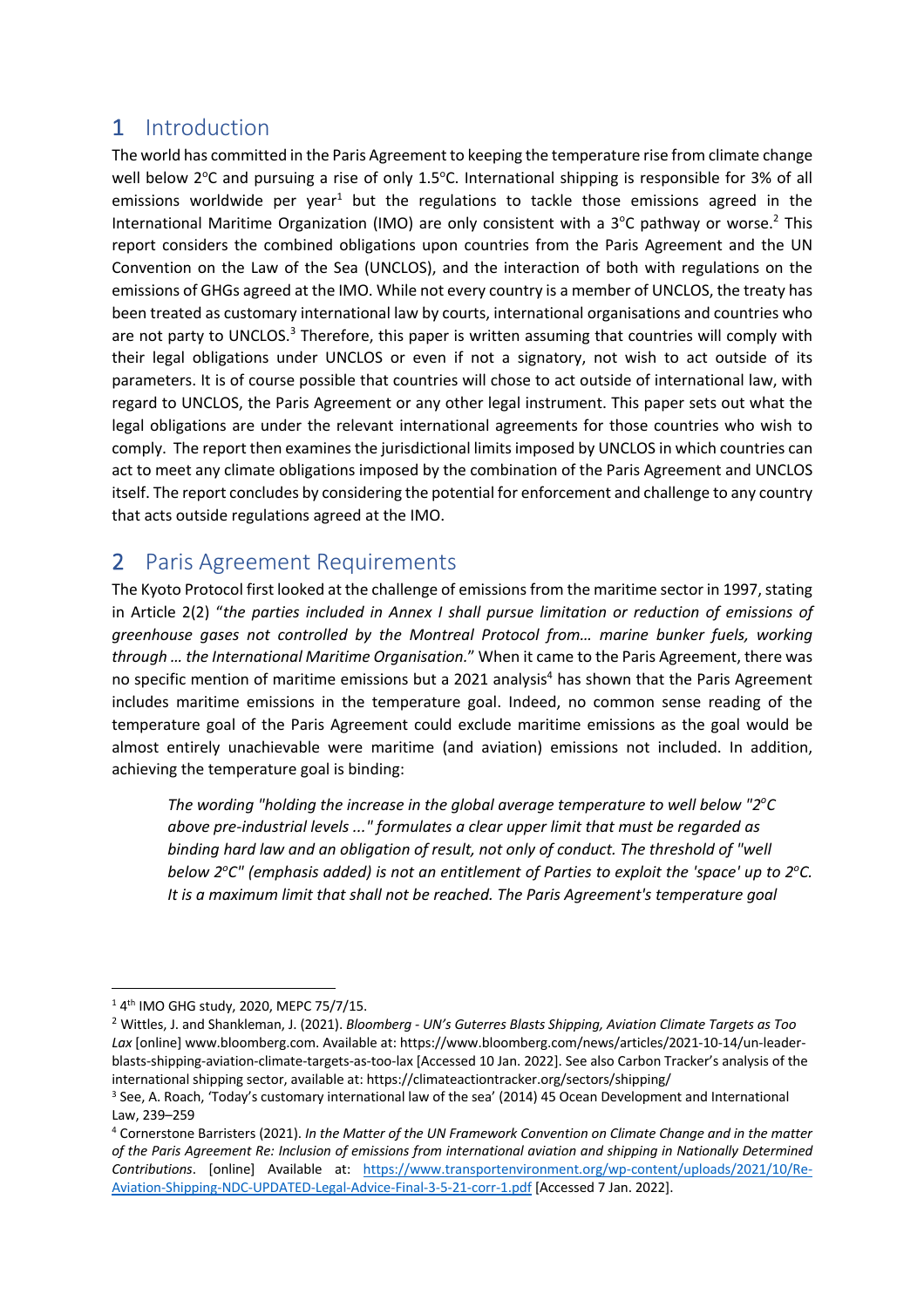## 1 Introduction

The world has committed in the Paris Agreement to keeping the temperature rise from climate change well below 2°C and pursuing a rise of only 1.5°C. International shipping is responsible for 3% of all emissions worldwide per year[1] but the regulations to tackle those emissions agreed in the International Maritime Organization (IMO) are only consistent with a 3°C pathway or worse.[2] This report considers the combined obligations upon countries from the Paris Agreement and the UN Convention on the Law of the Sea (UNCLOS), and the interaction of both with regulations on the emissions of GHGs agreed at the IMO. While not every country is a member of UNCLOS, the treaty has been treated as customary international law by courts, international organisations and countries who are not party to UNCLOS.[3] Therefore, this paper is written assuming that countries will comply with their legal obligations under UNCLOS or even if not a signatory, not wish to act outside of its parameters. It is of course possible that countries will chose to act outside of international law, with regard to UNCLOS, the Paris Agreement or any other legal instrument. This paper sets out what the legal obligations are under the relevant international agreements for those countries who wish to comply. The report then examines the jurisdictional limits imposed by UNCLOS in which countries can act to meet any climate obligations imposed by the combination of the Paris Agreement and UNCLOS itself. The report concludes by considering the potential for enforcement and challenge to any country that acts outside regulations agreed at the IMO.

## 2 Paris Agreement Requirements

The Kyoto Protocol first looked at the challenge of emissions from the maritime sector in 1997, stating in Article 2(2) "*the parties included in Annex I shall pursue limitation or reduction of emissions of greenhouse gases not controlled by the Montreal Protocol from… marine bunker fuels, working through … the International Maritime Organisation.*" When it came to the Paris Agreement, there was no specific mention of maritime emissions but a 2021 analysis[4] has shown that the Paris Agreement includes maritime emissions in the temperature goal. Indeed, no common sense reading of the temperature goal of the Paris Agreement could exclude maritime emissions as the goal would be almost entirely unachievable were maritime (and aviation) emissions not included. In addition, achieving the temperature goal is binding:

> *The wording "holding the increase in the global average temperature to well below "2°C above pre-industrial levels ..." formulates a clear upper limit that must be regarded as binding hard law and an obligation of result, not only of conduct. The threshold of "well below 2°C" (emphasis added) is not an entitlement of Parties to exploit the 'space' up to 2°C. It is a maximum limit that shall not be reached. The Paris Agreement's temperature goal*

---

[1] 4th IMO GHG study, 2020, MEPC 75/7/15.

[2] Wittles, J. and Shankleman, J. (2021). *Bloomberg - UN's Guterres Blasts Shipping, Aviation Climate Targets as Too Lax* [online] www.bloomberg.com. Available at: https://www.bloomberg.com/news/articles/2021-10-14/un-leader-blasts-shipping-aviation-climate-targets-as-too-lax [Accessed 10 Jan. 2022]. See also Carbon Tracker's analysis of the international shipping sector, available at: https://climateactiontracker.org/sectors/shipping/

[3] See, A. Roach, 'Today's customary international law of the sea' (2014) 45 Ocean Development and International Law, 239–259

[4] Cornerstone Barristers (2021). *In the Matter of the UN Framework Convention on Climate Change and in the matter of the Paris Agreement Re: Inclusion of emissions from international aviation and shipping in Nationally Determined Contributions*. [online] Available at: https://www.transportenvironment.org/wp-content/uploads/2021/10/Re-Aviation-Shipping-NDC-UPDATED-Legal-Advice-Final-3-5-21-corr-1.pdf [Accessed 7 Jan. 2022].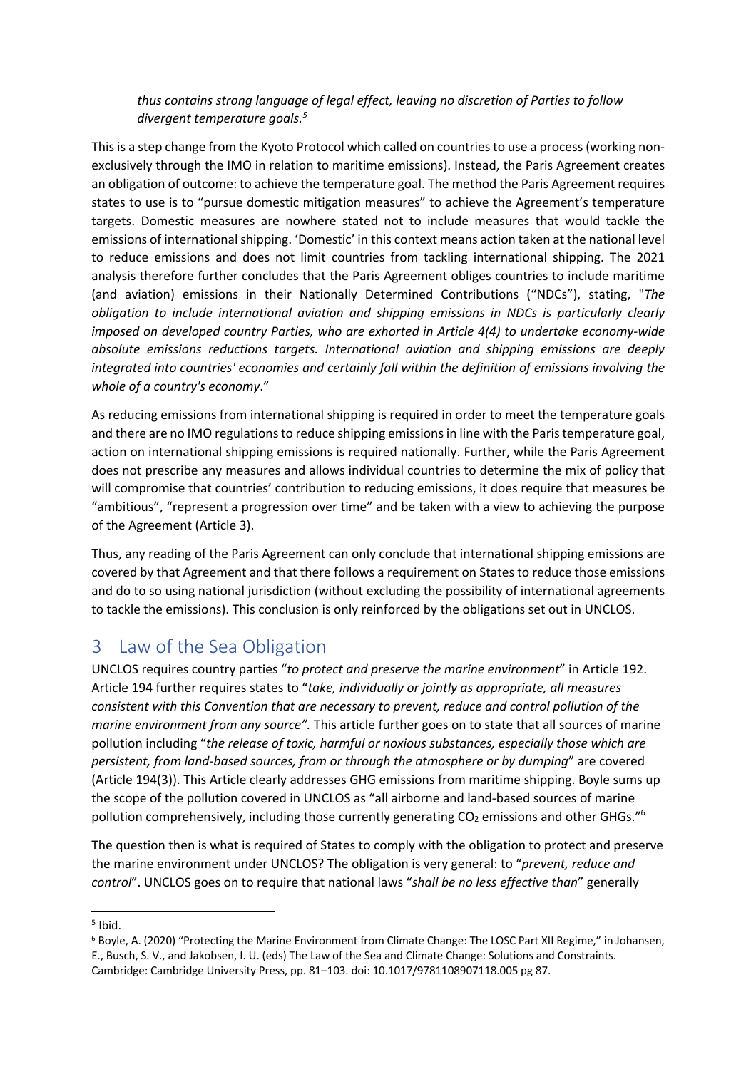*thus contains strong language of legal effect, leaving no discretion of Parties to follow divergent temperature goals.*[5]

This is a step change from the Kyoto Protocol which called on countries to use a process (working non-exclusively through the IMO in relation to maritime emissions). Instead, the Paris Agreement creates an obligation of outcome: to achieve the temperature goal. The method the Paris Agreement requires states to use is to "pursue domestic mitigation measures" to achieve the Agreement's temperature targets. Domestic measures are nowhere stated not to include measures that would tackle the emissions of international shipping. 'Domestic' in this context means action taken at the national level to reduce emissions and does not limit countries from tackling international shipping. The 2021 analysis therefore further concludes that the Paris Agreement obliges countries to include maritime (and aviation) emissions in their Nationally Determined Contributions ("NDCs"), stating, "*The obligation to include international aviation and shipping emissions in NDCs is particularly clearly imposed on developed country Parties, who are exhorted in Article 4(4) to undertake economy-wide absolute emissions reductions targets. International aviation and shipping emissions are deeply integrated into countries' economies and certainly fall within the definition of emissions involving the whole of a country's economy*."

As reducing emissions from international shipping is required in order to meet the temperature goals and there are no IMO regulations to reduce shipping emissions in line with the Paris temperature goal, action on international shipping emissions is required nationally. Further, while the Paris Agreement does not prescribe any measures and allows individual countries to determine the mix of policy that will compromise that countries' contribution to reducing emissions, it does require that measures be "ambitious", "represent a progression over time" and be taken with a view to achieving the purpose of the Agreement (Article 3).

Thus, any reading of the Paris Agreement can only conclude that international shipping emissions are covered by that Agreement and that there follows a requirement on States to reduce those emissions and do to so using national jurisdiction (without excluding the possibility of international agreements to tackle the emissions). This conclusion is only reinforced by the obligations set out in UNCLOS.

## 3 Law of the Sea Obligation

UNCLOS requires country parties "*to protect and preserve the marine environment*" in Article 192. Article 194 further requires states to "*take, individually or jointly as appropriate, all measures consistent with this Convention that are necessary to prevent, reduce and control pollution of the marine environment from any source".* This article further goes on to state that all sources of marine pollution including "*the release of toxic, harmful or noxious substances, especially those which are persistent, from land-based sources, from or through the atmosphere or by dumping*" are covered (Article 194(3)). This Article clearly addresses GHG emissions from maritime shipping. Boyle sums up the scope of the pollution covered in UNCLOS as "all airborne and land-based sources of marine pollution comprehensively, including those currently generating $CO_2$ emissions and other GHGs."[6]

The question then is what is required of States to comply with the obligation to protect and preserve the marine environment under UNCLOS? The obligation is very general: to "*prevent, reduce and control*". UNCLOS goes on to require that national laws "*shall be no less effective than*" generally

---

[5] Ibid.

[6] Boyle, A. (2020) "Protecting the Marine Environment from Climate Change: The LOSC Part XII Regime," in Johansen, E., Busch, S. V., and Jakobsen, I. U. (eds) The Law of the Sea and Climate Change: Solutions and Constraints. Cambridge: Cambridge University Press, pp. 81–103. doi: 10.1017/9781108907118.005 pg 87.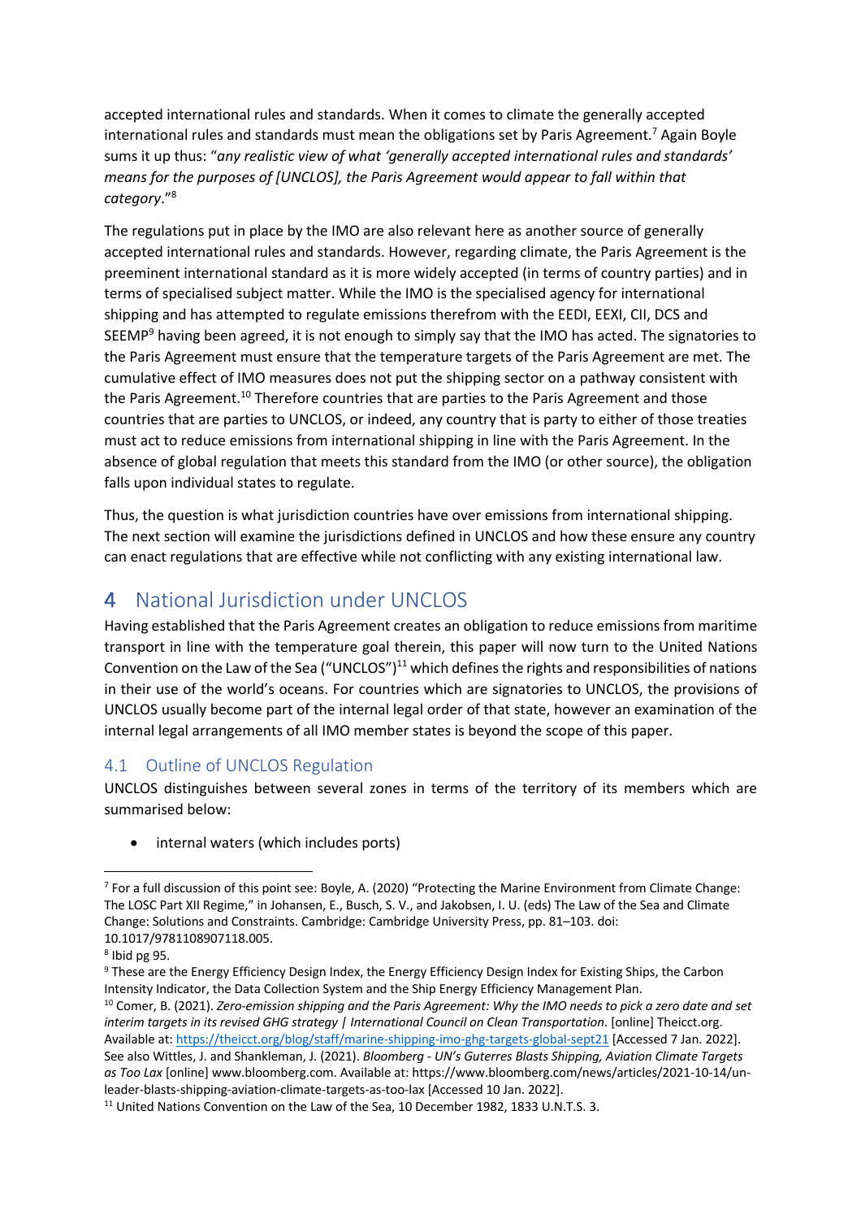accepted international rules and standards. When it comes to climate the generally accepted international rules and standards must mean the obligations set by Paris Agreement.[7] Again Boyle sums it up thus: "*any realistic view of what 'generally accepted international rules and standards' means for the purposes of [UNCLOS], the Paris Agreement would appear to fall within that category*."[8]

The regulations put in place by the IMO are also relevant here as another source of generally accepted international rules and standards. However, regarding climate, the Paris Agreement is the preeminent international standard as it is more widely accepted (in terms of country parties) and in terms of specialised subject matter. While the IMO is the specialised agency for international shipping and has attempted to regulate emissions therefrom with the EEDI, EEXI, CII, DCS and SEEMP[9] having been agreed, it is not enough to simply say that the IMO has acted. The signatories to the Paris Agreement must ensure that the temperature targets of the Paris Agreement are met. The cumulative effect of IMO measures does not put the shipping sector on a pathway consistent with the Paris Agreement.[10] Therefore countries that are parties to the Paris Agreement and those countries that are parties to UNCLOS, or indeed, any country that is party to either of those treaties must act to reduce emissions from international shipping in line with the Paris Agreement. In the absence of global regulation that meets this standard from the IMO (or other source), the obligation falls upon individual states to regulate.

Thus, the question is what jurisdiction countries have over emissions from international shipping. The next section will examine the jurisdictions defined in UNCLOS and how these ensure any country can enact regulations that are effective while not conflicting with any existing international law.

# 4 National Jurisdiction under UNCLOS

Having established that the Paris Agreement creates an obligation to reduce emissions from maritime transport in line with the temperature goal therein, this paper will now turn to the United Nations Convention on the Law of the Sea ("UNCLOS")[11] which defines the rights and responsibilities of nations in their use of the world's oceans. For countries which are signatories to UNCLOS, the provisions of UNCLOS usually become part of the internal legal order of that state, however an examination of the internal legal arrangements of all IMO member states is beyond the scope of this paper.

## 4.1 Outline of UNCLOS Regulation

UNCLOS distinguishes between several zones in terms of the territory of its members which are summarised below:

- internal waters (which includes ports)

---

[7] For a full discussion of this point see: Boyle, A. (2020) "Protecting the Marine Environment from Climate Change: The LOSC Part XII Regime," in Johansen, E., Busch, S. V., and Jakobsen, I. U. (eds) The Law of the Sea and Climate Change: Solutions and Constraints. Cambridge: Cambridge University Press, pp. 81–103. doi: 10.1017/9781108907118.005.

[8] Ibid pg 95.

[9] These are the Energy Efficiency Design Index, the Energy Efficiency Design Index for Existing Ships, the Carbon Intensity Indicator, the Data Collection System and the Ship Energy Efficiency Management Plan.

[10] Comer, B. (2021). *Zero-emission shipping and the Paris Agreement: Why the IMO needs to pick a zero date and set interim targets in its revised GHG strategy | International Council on Clean Transportation*. [online] Theicct.org. Available at: https://theicct.org/blog/staff/marine-shipping-imo-ghg-targets-global-sept21 [Accessed 7 Jan. 2022]. See also Wittles, J. and Shankleman, J. (2021). *Bloomberg - UN's Guterres Blasts Shipping, Aviation Climate Targets as Too Lax* [online] www.bloomberg.com. Available at: https://www.bloomberg.com/news/articles/2021-10-14/un-leader-blasts-shipping-aviation-climate-targets-as-too-lax [Accessed 10 Jan. 2022].

[11] United Nations Convention on the Law of the Sea, 10 December 1982, 1833 U.N.T.S. 3.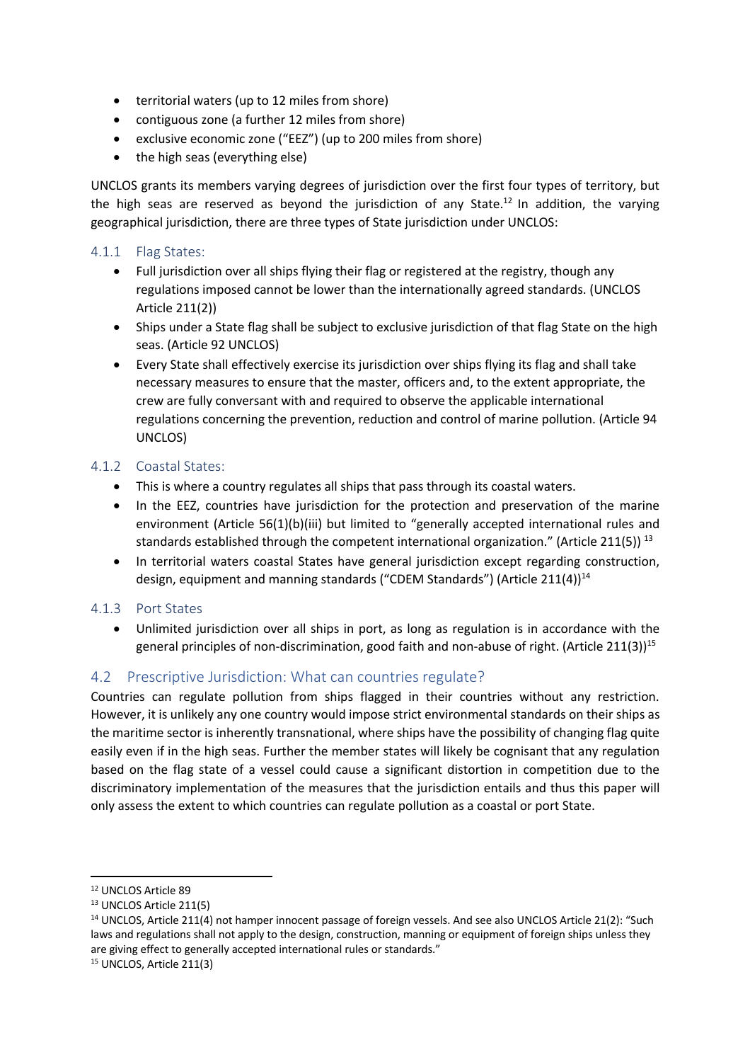- territorial waters (up to 12 miles from shore)
- contiguous zone (a further 12 miles from shore)
- exclusive economic zone ("EEZ") (up to 200 miles from shore)
- the high seas (everything else)

UNCLOS grants its members varying degrees of jurisdiction over the first four types of territory, but the high seas are reserved as beyond the jurisdiction of any State.[12] In addition, the varying geographical jurisdiction, there are three types of State jurisdiction under UNCLOS:

### 4.1.1 Flag States:

- Full jurisdiction over all ships flying their flag or registered at the registry, though any regulations imposed cannot be lower than the internationally agreed standards. (UNCLOS Article 211(2))
- Ships under a State flag shall be subject to exclusive jurisdiction of that flag State on the high seas. (Article 92 UNCLOS)
- Every State shall effectively exercise its jurisdiction over ships flying its flag and shall take necessary measures to ensure that the master, officers and, to the extent appropriate, the crew are fully conversant with and required to observe the applicable international regulations concerning the prevention, reduction and control of marine pollution. (Article 94 UNCLOS)

### 4.1.2 Coastal States:

- This is where a country regulates all ships that pass through its coastal waters.
- In the EEZ, countries have jurisdiction for the protection and preservation of the marine environment (Article 56(1)(b)(iii) but limited to "generally accepted international rules and standards established through the competent international organization." (Article 211(5)) [13]
- In territorial waters coastal States have general jurisdiction except regarding construction, design, equipment and manning standards ("CDEM Standards") (Article 211(4))[14]

### 4.1.3 Port States

- Unlimited jurisdiction over all ships in port, as long as regulation is in accordance with the general principles of non-discrimination, good faith and non-abuse of right. (Article 211(3))[15]

## 4.2 Prescriptive Jurisdiction: What can countries regulate?

Countries can regulate pollution from ships flagged in their countries without any restriction. However, it is unlikely any one country would impose strict environmental standards on their ships as the maritime sector is inherently transnational, where ships have the possibility of changing flag quite easily even if in the high seas. Further the member states will likely be cognisant that any regulation based on the flag state of a vessel could cause a significant distortion in competition due to the discriminatory implementation of the measures that the jurisdiction entails and thus this paper will only assess the extent to which countries can regulate pollution as a coastal or port State.

---

[12] UNCLOS Article 89

[13] UNCLOS Article 211(5)

[14] UNCLOS, Article 211(4) not hamper innocent passage of foreign vessels. And see also UNCLOS Article 21(2): "Such laws and regulations shall not apply to the design, construction, manning or equipment of foreign ships unless they are giving effect to generally accepted international rules or standards."

[15] UNCLOS, Article 211(3)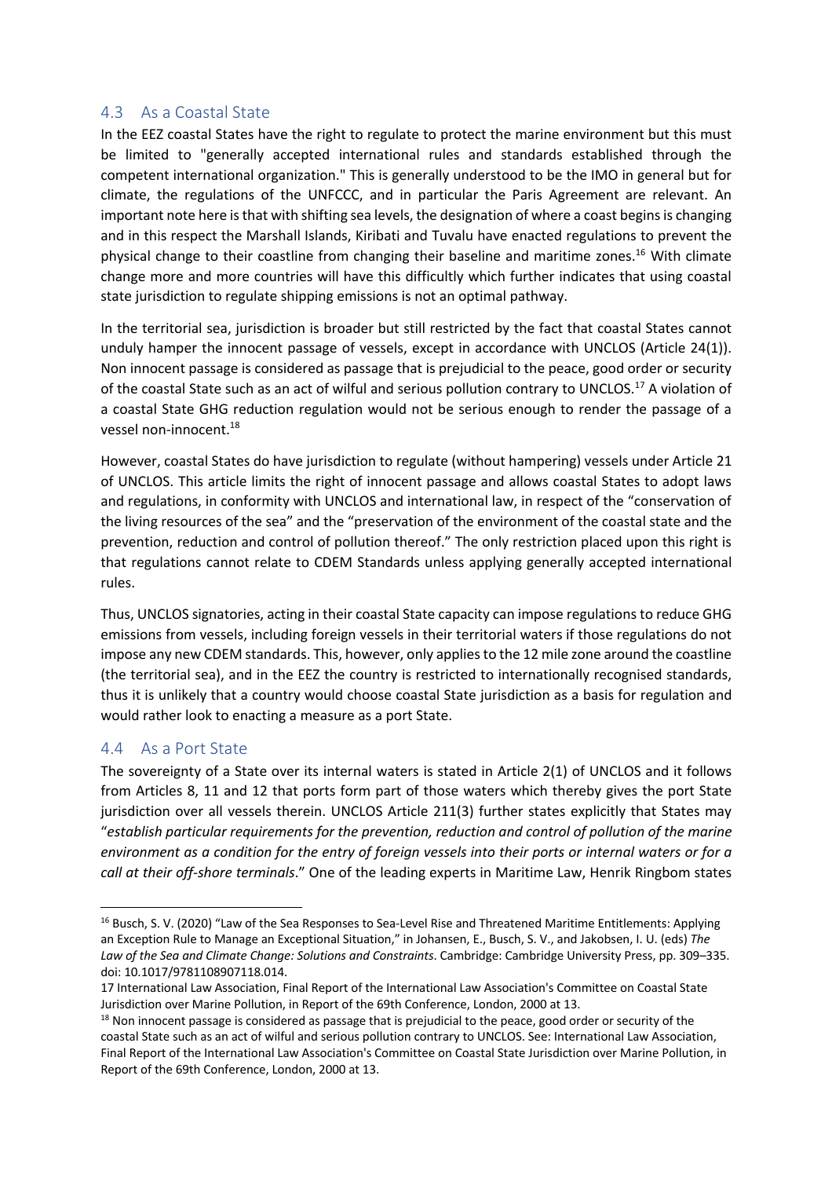## 4.3 As a Coastal State

In the EEZ coastal States have the right to regulate to protect the marine environment but this must be limited to "generally accepted international rules and standards established through the competent international organization." This is generally understood to be the IMO in general but for climate, the regulations of the UNFCCC, and in particular the Paris Agreement are relevant. An important note here is that with shifting sea levels, the designation of where a coast begins is changing and in this respect the Marshall Islands, Kiribati and Tuvalu have enacted regulations to prevent the physical change to their coastline from changing their baseline and maritime zones.[16] With climate change more and more countries will have this difficultly which further indicates that using coastal state jurisdiction to regulate shipping emissions is not an optimal pathway.

In the territorial sea, jurisdiction is broader but still restricted by the fact that coastal States cannot unduly hamper the innocent passage of vessels, except in accordance with UNCLOS (Article 24(1)). Non innocent passage is considered as passage that is prejudicial to the peace, good order or security of the coastal State such as an act of wilful and serious pollution contrary to UNCLOS.[17] A violation of a coastal State GHG reduction regulation would not be serious enough to render the passage of a vessel non-innocent.[18]

However, coastal States do have jurisdiction to regulate (without hampering) vessels under Article 21 of UNCLOS. This article limits the right of innocent passage and allows coastal States to adopt laws and regulations, in conformity with UNCLOS and international law, in respect of the "conservation of the living resources of the sea" and the "preservation of the environment of the coastal state and the prevention, reduction and control of pollution thereof." The only restriction placed upon this right is that regulations cannot relate to CDEM Standards unless applying generally accepted international rules.

Thus, UNCLOS signatories, acting in their coastal State capacity can impose regulations to reduce GHG emissions from vessels, including foreign vessels in their territorial waters if those regulations do not impose any new CDEM standards. This, however, only applies to the 12 mile zone around the coastline (the territorial sea), and in the EEZ the country is restricted to internationally recognised standards, thus it is unlikely that a country would choose coastal State jurisdiction as a basis for regulation and would rather look to enacting a measure as a port State.

## 4.4 As a Port State

The sovereignty of a State over its internal waters is stated in Article 2(1) of UNCLOS and it follows from Articles 8, 11 and 12 that ports form part of those waters which thereby gives the port State jurisdiction over all vessels therein. UNCLOS Article 211(3) further states explicitly that States may "*establish particular requirements for the prevention, reduction and control of pollution of the marine environment as a condition for the entry of foreign vessels into their ports or internal waters or for a call at their off-shore terminals*." One of the leading experts in Maritime Law, Henrik Ringbom states

---

[16] Busch, S. V. (2020) "Law of the Sea Responses to Sea-Level Rise and Threatened Maritime Entitlements: Applying an Exception Rule to Manage an Exceptional Situation," in Johansen, E., Busch, S. V., and Jakobsen, I. U. (eds) *The Law of the Sea and Climate Change: Solutions and Constraints*. Cambridge: Cambridge University Press, pp. 309–335. doi: 10.1017/9781108907118.014.

17 International Law Association, Final Report of the International Law Association's Committee on Coastal State Jurisdiction over Marine Pollution, in Report of the 69th Conference, London, 2000 at 13.

[18] Non innocent passage is considered as passage that is prejudicial to the peace, good order or security of the coastal State such as an act of wilful and serious pollution contrary to UNCLOS. See: International Law Association, Final Report of the International Law Association's Committee on Coastal State Jurisdiction over Marine Pollution, in Report of the 69th Conference, London, 2000 at 13.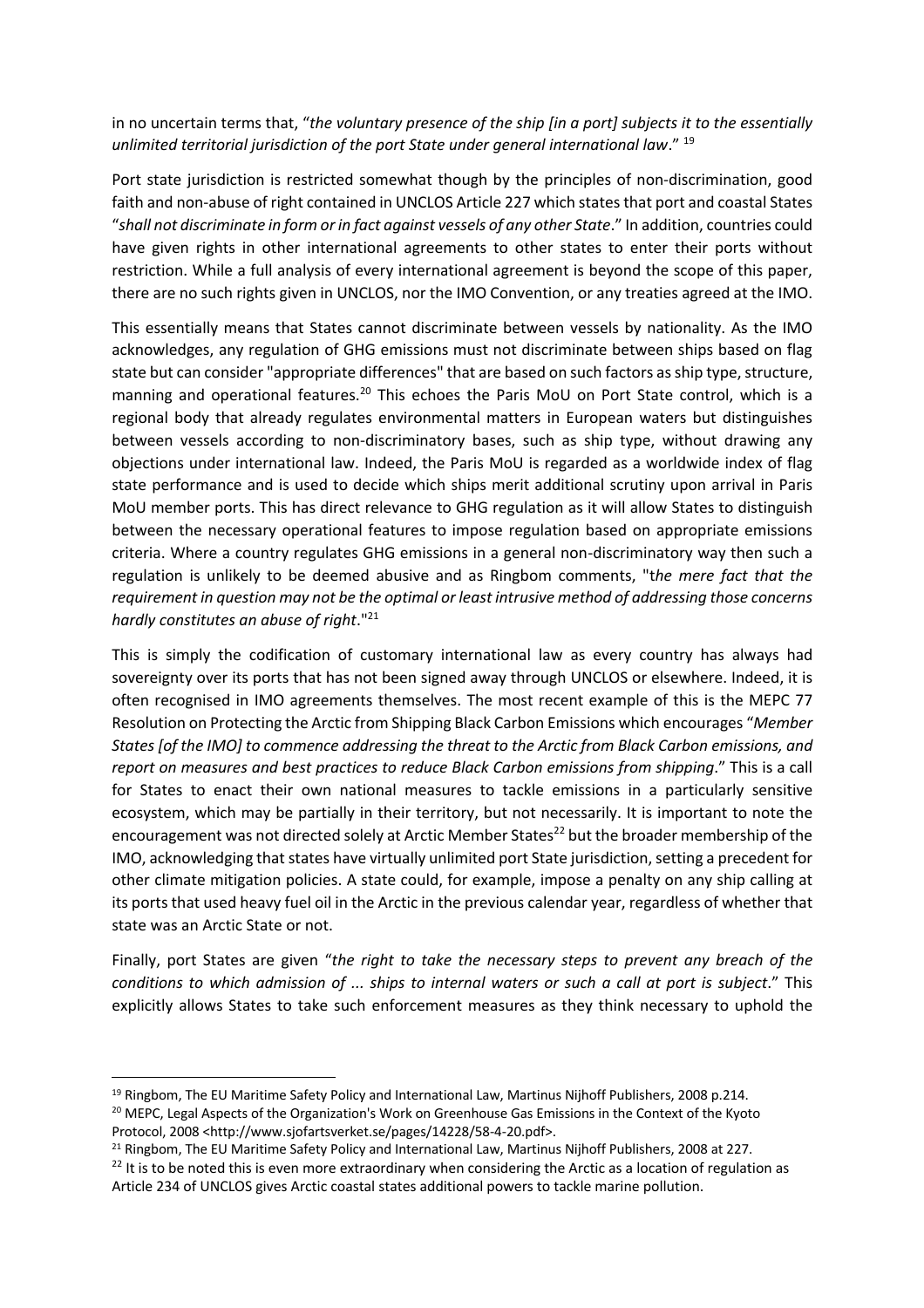in no uncertain terms that, "*the voluntary presence of the ship [in a port] subjects it to the essentially unlimited territorial jurisdiction of the port State under general international law*." [19]

Port state jurisdiction is restricted somewhat though by the principles of non-discrimination, good faith and non-abuse of right contained in UNCLOS Article 227 which states that port and coastal States "*shall not discriminate in form or in fact against vessels of any other State*." In addition, countries could have given rights in other international agreements to other states to enter their ports without restriction. While a full analysis of every international agreement is beyond the scope of this paper, there are no such rights given in UNCLOS, nor the IMO Convention, or any treaties agreed at the IMO.

This essentially means that States cannot discriminate between vessels by nationality. As the IMO acknowledges, any regulation of GHG emissions must not discriminate between ships based on flag state but can consider "appropriate differences" that are based on such factors as ship type, structure, manning and operational features.[20] This echoes the Paris MoU on Port State control, which is a regional body that already regulates environmental matters in European waters but distinguishes between vessels according to non-discriminatory bases, such as ship type, without drawing any objections under international law. Indeed, the Paris MoU is regarded as a worldwide index of flag state performance and is used to decide which ships merit additional scrutiny upon arrival in Paris MoU member ports. This has direct relevance to GHG regulation as it will allow States to distinguish between the necessary operational features to impose regulation based on appropriate emissions criteria. Where a country regulates GHG emissions in a general non-discriminatory way then such a regulation is unlikely to be deemed abusive and as Ringbom comments, "t*he mere fact that the requirement in question may not be the optimal or least intrusive method of addressing those concerns hardly constitutes an abuse of right*."[21]

This is simply the codification of customary international law as every country has always had sovereignty over its ports that has not been signed away through UNCLOS or elsewhere. Indeed, it is often recognised in IMO agreements themselves. The most recent example of this is the MEPC 77 Resolution on Protecting the Arctic from Shipping Black Carbon Emissions which encourages "*Member States [of the IMO] to commence addressing the threat to the Arctic from Black Carbon emissions, and report on measures and best practices to reduce Black Carbon emissions from shipping*." This is a call for States to enact their own national measures to tackle emissions in a particularly sensitive ecosystem, which may be partially in their territory, but not necessarily. It is important to note the encouragement was not directed solely at Arctic Member States[22] but the broader membership of the IMO, acknowledging that states have virtually unlimited port State jurisdiction, setting a precedent for other climate mitigation policies. A state could, for example, impose a penalty on any ship calling at its ports that used heavy fuel oil in the Arctic in the previous calendar year, regardless of whether that state was an Arctic State or not.

Finally, port States are given "*the right to take the necessary steps to prevent any breach of the conditions to which admission of ... ships to internal waters or such a call at port is subject*." This explicitly allows States to take such enforcement measures as they think necessary to uphold the

---

[19] Ringbom, The EU Maritime Safety Policy and International Law, Martinus Nijhoff Publishers, 2008 p.214.

[20] MEPC, Legal Aspects of the Organization's Work on Greenhouse Gas Emissions in the Context of the Kyoto Protocol, 2008 <http://www.sjofartsverket.se/pages/14228/58-4-20.pdf>.

[21] Ringbom, The EU Maritime Safety Policy and International Law, Martinus Nijhoff Publishers, 2008 at 227.

[22] It is to be noted this is even more extraordinary when considering the Arctic as a location of regulation as Article 234 of UNCLOS gives Arctic coastal states additional powers to tackle marine pollution.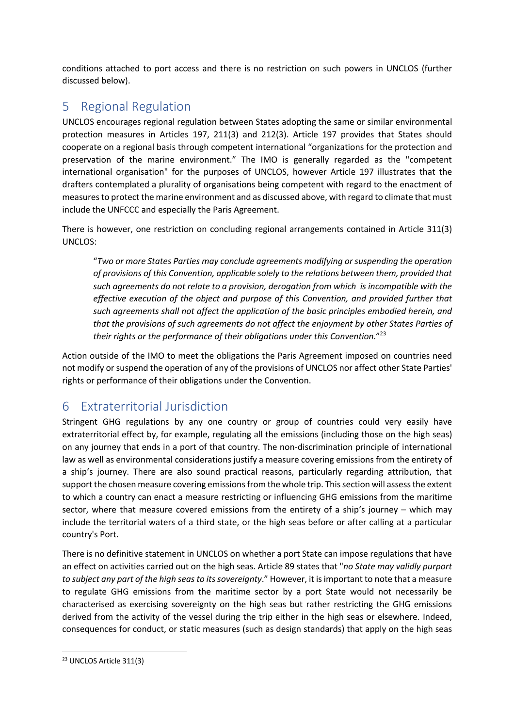conditions attached to port access and there is no restriction on such powers in UNCLOS (further discussed below).

## 5 Regional Regulation

UNCLOS encourages regional regulation between States adopting the same or similar environmental protection measures in Articles 197, 211(3) and 212(3). Article 197 provides that States should cooperate on a regional basis through competent international "organizations for the protection and preservation of the marine environment." The IMO is generally regarded as the "competent international organisation" for the purposes of UNCLOS, however Article 197 illustrates that the drafters contemplated a plurality of organisations being competent with regard to the enactment of measures to protect the marine environment and as discussed above, with regard to climate that must include the UNFCCC and especially the Paris Agreement.

There is however, one restriction on concluding regional arrangements contained in Article 311(3) UNCLOS:

> "*Two or more States Parties may conclude agreements modifying or suspending the operation of provisions of this Convention, applicable solely to the relations between them, provided that such agreements do not relate to a provision, derogation from which is incompatible with the effective execution of the object and purpose of this Convention, and provided further that such agreements shall not affect the application of the basic principles embodied herein, and that the provisions of such agreements do not affect the enjoyment by other States Parties of their rights or the performance of their obligations under this Convention.*"[23]

Action outside of the IMO to meet the obligations the Paris Agreement imposed on countries need not modify or suspend the operation of any of the provisions of UNCLOS nor affect other State Parties' rights or performance of their obligations under the Convention.

## 6 Extraterritorial Jurisdiction

Stringent GHG regulations by any one country or group of countries could very easily have extraterritorial effect by, for example, regulating all the emissions (including those on the high seas) on any journey that ends in a port of that country. The non-discrimination principle of international law as well as environmental considerations justify a measure covering emissions from the entirety of a ship's journey. There are also sound practical reasons, particularly regarding attribution, that support the chosen measure covering emissions from the whole trip. This section will assess the extent to which a country can enact a measure restricting or influencing GHG emissions from the maritime sector, where that measure covered emissions from the entirety of a ship's journey – which may include the territorial waters of a third state, or the high seas before or after calling at a particular country's Port.

There is no definitive statement in UNCLOS on whether a port State can impose regulations that have an effect on activities carried out on the high seas. Article 89 states that "*no State may validly purport to subject any part of the high seas to its sovereignty*." However, it is important to note that a measure to regulate GHG emissions from the maritime sector by a port State would not necessarily be characterised as exercising sovereignty on the high seas but rather restricting the GHG emissions derived from the activity of the vessel during the trip either in the high seas or elsewhere. Indeed, consequences for conduct, or static measures (such as design standards) that apply on the high seas

---

[23] UNCLOS Article 311(3)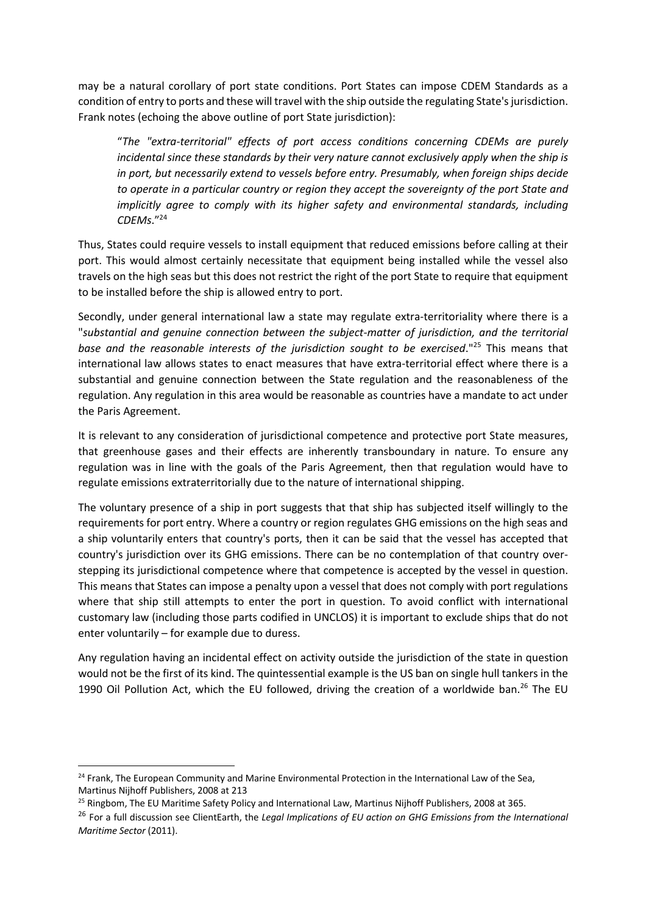may be a natural corollary of port state conditions. Port States can impose CDEM Standards as a condition of entry to ports and these will travel with the ship outside the regulating State's jurisdiction. Frank notes (echoing the above outline of port State jurisdiction):

> "*The "extra-territorial" effects of port access conditions concerning CDEMs are purely incidental since these standards by their very nature cannot exclusively apply when the ship is in port, but necessarily extend to vessels before entry. Presumably, when foreign ships decide to operate in a particular country or region they accept the sovereignty of the port State and implicitly agree to comply with its higher safety and environmental standards, including CDEMs*."[24]

Thus, States could require vessels to install equipment that reduced emissions before calling at their port. This would almost certainly necessitate that equipment being installed while the vessel also travels on the high seas but this does not restrict the right of the port State to require that equipment to be installed before the ship is allowed entry to port.

Secondly, under general international law a state may regulate extra-territoriality where there is a "*substantial and genuine connection between the subject-matter of jurisdiction, and the territorial base and the reasonable interests of the jurisdiction sought to be exercised*."[25] This means that international law allows states to enact measures that have extra-territorial effect where there is a substantial and genuine connection between the State regulation and the reasonableness of the regulation. Any regulation in this area would be reasonable as countries have a mandate to act under the Paris Agreement.

It is relevant to any consideration of jurisdictional competence and protective port State measures, that greenhouse gases and their effects are inherently transboundary in nature. To ensure any regulation was in line with the goals of the Paris Agreement, then that regulation would have to regulate emissions extraterritorially due to the nature of international shipping.

The voluntary presence of a ship in port suggests that that ship has subjected itself willingly to the requirements for port entry. Where a country or region regulates GHG emissions on the high seas and a ship voluntarily enters that country's ports, then it can be said that the vessel has accepted that country's jurisdiction over its GHG emissions. There can be no contemplation of that country over-stepping its jurisdictional competence where that competence is accepted by the vessel in question. This means that States can impose a penalty upon a vessel that does not comply with port regulations where that ship still attempts to enter the port in question. To avoid conflict with international customary law (including those parts codified in UNCLOS) it is important to exclude ships that do not enter voluntarily – for example due to duress.

Any regulation having an incidental effect on activity outside the jurisdiction of the state in question would not be the first of its kind. The quintessential example is the US ban on single hull tankers in the 1990 Oil Pollution Act, which the EU followed, driving the creation of a worldwide ban.[26] The EU

---

[24] Frank, The European Community and Marine Environmental Protection in the International Law of the Sea, Martinus Nijhoff Publishers, 2008 at 213

[25] Ringbom, The EU Maritime Safety Policy and International Law, Martinus Nijhoff Publishers, 2008 at 365.

[26] For a full discussion see ClientEarth, the *Legal Implications of EU action on GHG Emissions from the International Maritime Sector* (2011).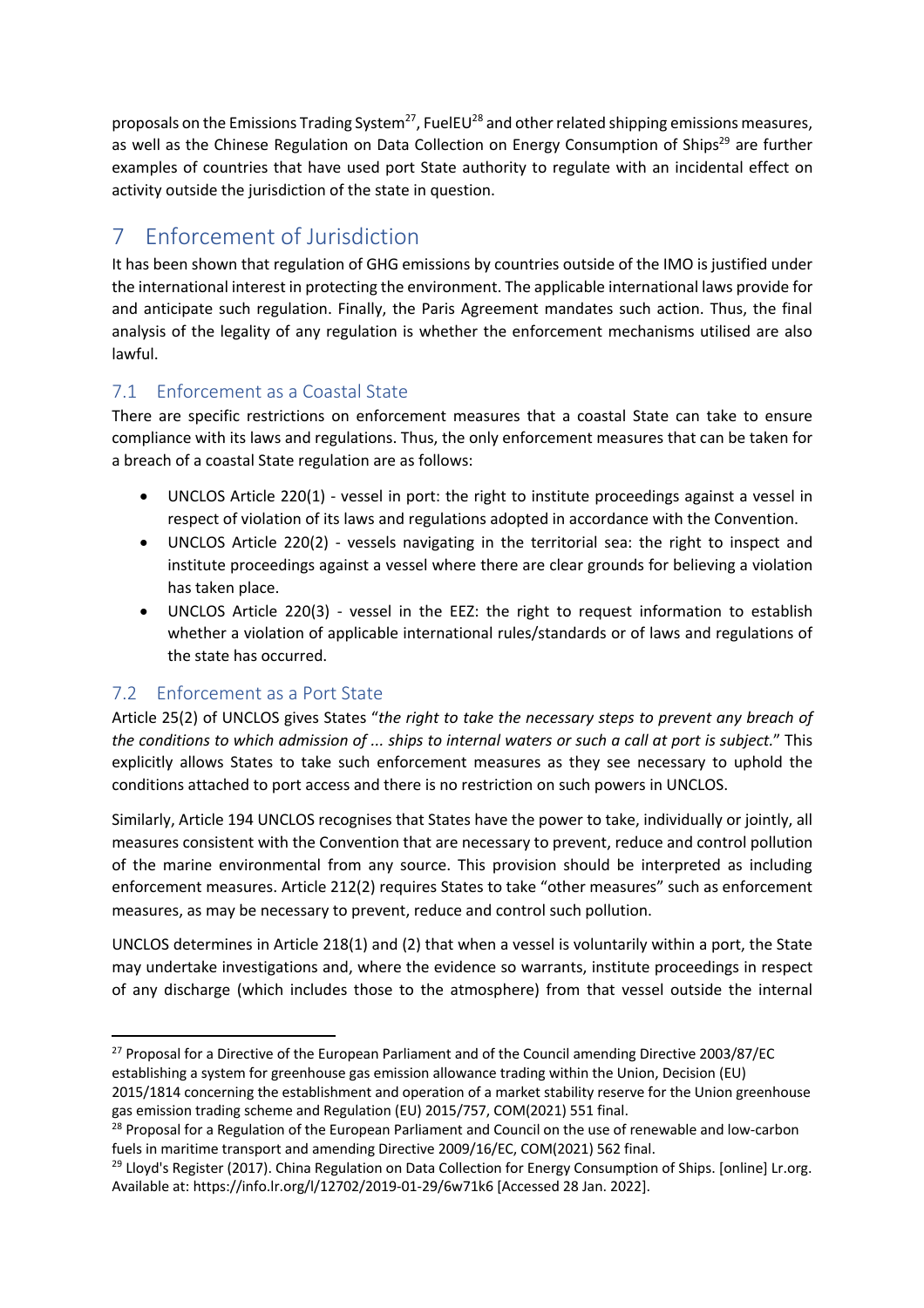proposals on the Emissions Trading System[27], FuelEU[28] and other related shipping emissions measures, as well as the Chinese Regulation on Data Collection on Energy Consumption of Ships[29] are further examples of countries that have used port State authority to regulate with an incidental effect on activity outside the jurisdiction of the state in question.

# 7 Enforcement of Jurisdiction

It has been shown that regulation of GHG emissions by countries outside of the IMO is justified under the international interest in protecting the environment. The applicable international laws provide for and anticipate such regulation. Finally, the Paris Agreement mandates such action. Thus, the final analysis of the legality of any regulation is whether the enforcement mechanisms utilised are also lawful.

## 7.1 Enforcement as a Coastal State

There are specific restrictions on enforcement measures that a coastal State can take to ensure compliance with its laws and regulations. Thus, the only enforcement measures that can be taken for a breach of a coastal State regulation are as follows:

- UNCLOS Article 220(1) - vessel in port: the right to institute proceedings against a vessel in respect of violation of its laws and regulations adopted in accordance with the Convention.
- UNCLOS Article 220(2) - vessels navigating in the territorial sea: the right to inspect and institute proceedings against a vessel where there are clear grounds for believing a violation has taken place.
- UNCLOS Article 220(3) - vessel in the EEZ: the right to request information to establish whether a violation of applicable international rules/standards or of laws and regulations of the state has occurred.

## 7.2 Enforcement as a Port State

Article 25(2) of UNCLOS gives States "*the right to take the necessary steps to prevent any breach of the conditions to which admission of ... ships to internal waters or such a call at port is subject.*" This explicitly allows States to take such enforcement measures as they see necessary to uphold the conditions attached to port access and there is no restriction on such powers in UNCLOS.

Similarly, Article 194 UNCLOS recognises that States have the power to take, individually or jointly, all measures consistent with the Convention that are necessary to prevent, reduce and control pollution of the marine environmental from any source. This provision should be interpreted as including enforcement measures. Article 212(2) requires States to take "other measures" such as enforcement measures, as may be necessary to prevent, reduce and control such pollution.

UNCLOS determines in Article 218(1) and (2) that when a vessel is voluntarily within a port, the State may undertake investigations and, where the evidence so warrants, institute proceedings in respect of any discharge (which includes those to the atmosphere) from that vessel outside the internal

---

[27] Proposal for a Directive of the European Parliament and of the Council amending Directive 2003/87/EC establishing a system for greenhouse gas emission allowance trading within the Union, Decision (EU) 2015/1814 concerning the establishment and operation of a market stability reserve for the Union greenhouse gas emission trading scheme and Regulation (EU) 2015/757, COM(2021) 551 final.

[28] Proposal for a Regulation of the European Parliament and Council on the use of renewable and low-carbon fuels in maritime transport and amending Directive 2009/16/EC, COM(2021) 562 final.

[29] Lloyd's Register (2017). China Regulation on Data Collection for Energy Consumption of Ships. [online] Lr.org. Available at: https://info.lr.org/l/12702/2019-01-29/6w71k6 [Accessed 28 Jan. 2022].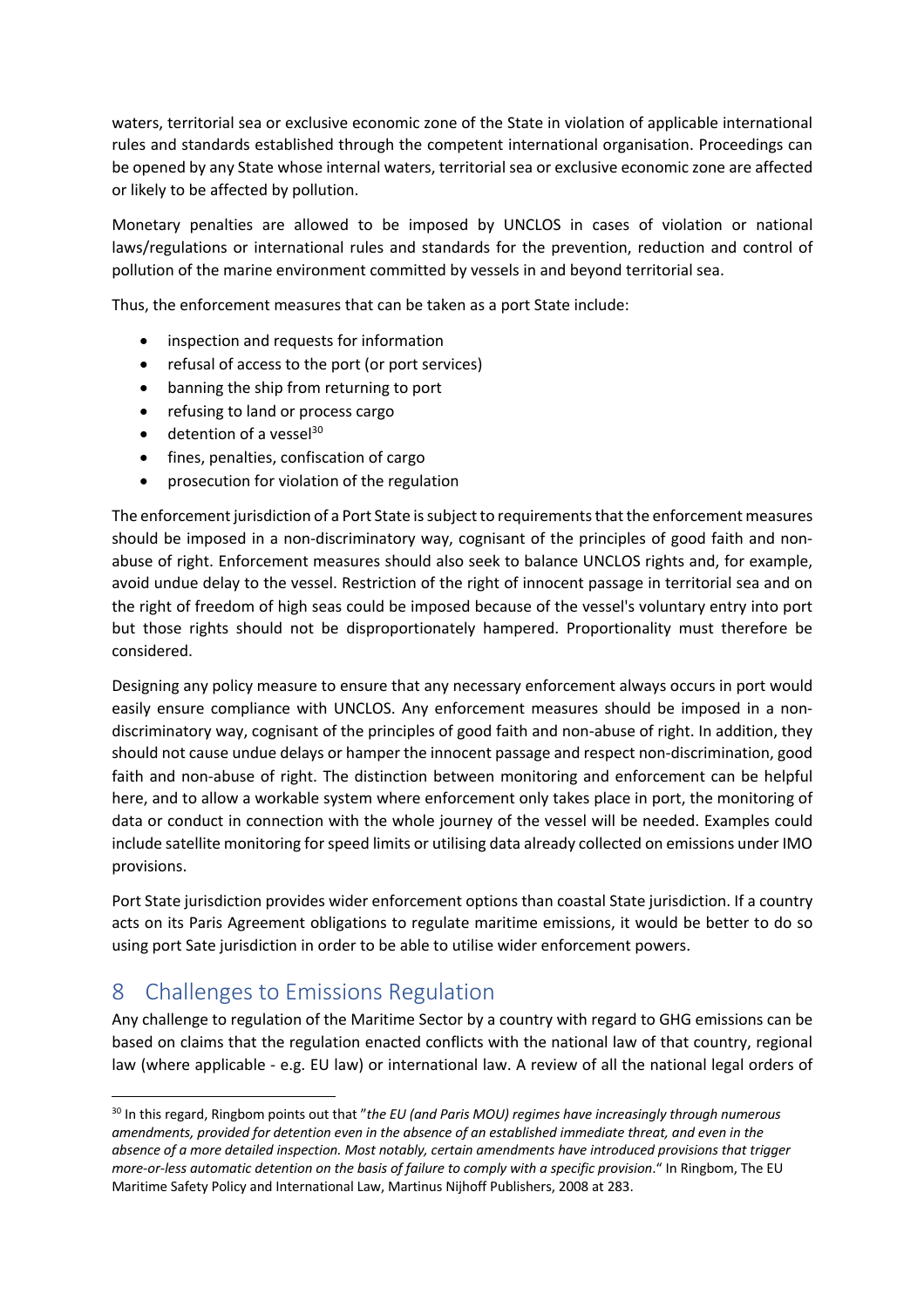waters, territorial sea or exclusive economic zone of the State in violation of applicable international rules and standards established through the competent international organisation. Proceedings can be opened by any State whose internal waters, territorial sea or exclusive economic zone are affected or likely to be affected by pollution.

Monetary penalties are allowed to be imposed by UNCLOS in cases of violation or national laws/regulations or international rules and standards for the prevention, reduction and control of pollution of the marine environment committed by vessels in and beyond territorial sea.

Thus, the enforcement measures that can be taken as a port State include:

- inspection and requests for information
- refusal of access to the port (or port services)
- banning the ship from returning to port
- refusing to land or process cargo
- detention of a vessel[30]
- fines, penalties, confiscation of cargo
- prosecution for violation of the regulation

The enforcement jurisdiction of a Port State is subject to requirements that the enforcement measures should be imposed in a non-discriminatory way, cognisant of the principles of good faith and non-abuse of right. Enforcement measures should also seek to balance UNCLOS rights and, for example, avoid undue delay to the vessel. Restriction of the right of innocent passage in territorial sea and on the right of freedom of high seas could be imposed because of the vessel's voluntary entry into port but those rights should not be disproportionately hampered. Proportionality must therefore be considered.

Designing any policy measure to ensure that any necessary enforcement always occurs in port would easily ensure compliance with UNCLOS. Any enforcement measures should be imposed in a non-discriminatory way, cognisant of the principles of good faith and non-abuse of right. In addition, they should not cause undue delays or hamper the innocent passage and respect non-discrimination, good faith and non-abuse of right. The distinction between monitoring and enforcement can be helpful here, and to allow a workable system where enforcement only takes place in port, the monitoring of data or conduct in connection with the whole journey of the vessel will be needed. Examples could include satellite monitoring for speed limits or utilising data already collected on emissions under IMO provisions.

Port State jurisdiction provides wider enforcement options than coastal State jurisdiction. If a country acts on its Paris Agreement obligations to regulate maritime emissions, it would be better to do so using port Sate jurisdiction in order to be able to utilise wider enforcement powers.

# 8 Challenges to Emissions Regulation

Any challenge to regulation of the Maritime Sector by a country with regard to GHG emissions can be based on claims that the regulation enacted conflicts with the national law of that country, regional law (where applicable - e.g. EU law) or international law. A review of all the national legal orders of

---

[30] In this regard, Ringbom points out that "*the EU (and Paris MOU) regimes have increasingly through numerous amendments, provided for detention even in the absence of an established immediate threat, and even in the absence of a more detailed inspection. Most notably, certain amendments have introduced provisions that trigger more-or-less automatic detention on the basis of failure to comply with a specific provision*." In Ringbom, The EU Maritime Safety Policy and International Law, Martinus Nijhoff Publishers, 2008 at 283.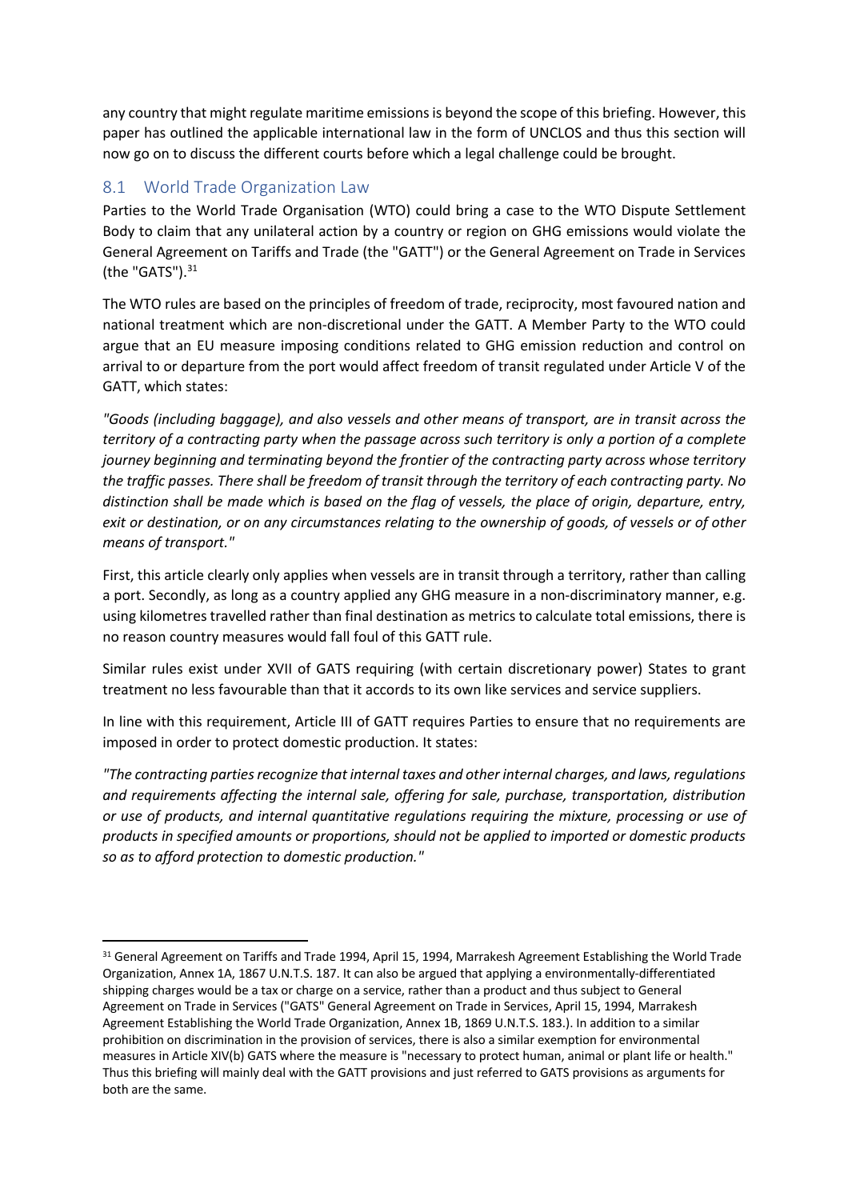any country that might regulate maritime emissions is beyond the scope of this briefing. However, this paper has outlined the applicable international law in the form of UNCLOS and thus this section will now go on to discuss the different courts before which a legal challenge could be brought.

## 8.1 World Trade Organization Law

Parties to the World Trade Organisation (WTO) could bring a case to the WTO Dispute Settlement Body to claim that any unilateral action by a country or region on GHG emissions would violate the General Agreement on Tariffs and Trade (the "GATT") or the General Agreement on Trade in Services (the "GATS").[31]

The WTO rules are based on the principles of freedom of trade, reciprocity, most favoured nation and national treatment which are non-discretional under the GATT. A Member Party to the WTO could argue that an EU measure imposing conditions related to GHG emission reduction and control on arrival to or departure from the port would affect freedom of transit regulated under Article V of the GATT, which states:

*"Goods (including baggage), and also vessels and other means of transport, are in transit across the territory of a contracting party when the passage across such territory is only a portion of a complete journey beginning and terminating beyond the frontier of the contracting party across whose territory the traffic passes. There shall be freedom of transit through the territory of each contracting party. No distinction shall be made which is based on the flag of vessels, the place of origin, departure, entry, exit or destination, or on any circumstances relating to the ownership of goods, of vessels or of other means of transport."*

First, this article clearly only applies when vessels are in transit through a territory, rather than calling a port. Secondly, as long as a country applied any GHG measure in a non-discriminatory manner, e.g. using kilometres travelled rather than final destination as metrics to calculate total emissions, there is no reason country measures would fall foul of this GATT rule.

Similar rules exist under XVII of GATS requiring (with certain discretionary power) States to grant treatment no less favourable than that it accords to its own like services and service suppliers.

In line with this requirement, Article III of GATT requires Parties to ensure that no requirements are imposed in order to protect domestic production. It states:

*"The contracting parties recognize that internal taxes and other internal charges, and laws, regulations and requirements affecting the internal sale, offering for sale, purchase, transportation, distribution or use of products, and internal quantitative regulations requiring the mixture, processing or use of products in specified amounts or proportions, should not be applied to imported or domestic products so as to afford protection to domestic production."*

---

[31] General Agreement on Tariffs and Trade 1994, April 15, 1994, Marrakesh Agreement Establishing the World Trade Organization, Annex 1A, 1867 U.N.T.S. 187. It can also be argued that applying a environmentally-differentiated shipping charges would be a tax or charge on a service, rather than a product and thus subject to General Agreement on Trade in Services ("GATS" General Agreement on Trade in Services, April 15, 1994, Marrakesh Agreement Establishing the World Trade Organization, Annex 1B, 1869 U.N.T.S. 183.). In addition to a similar prohibition on discrimination in the provision of services, there is also a similar exemption for environmental measures in Article XIV(b) GATS where the measure is "necessary to protect human, animal or plant life or health." Thus this briefing will mainly deal with the GATT provisions and just referred to GATS provisions as arguments for both are the same.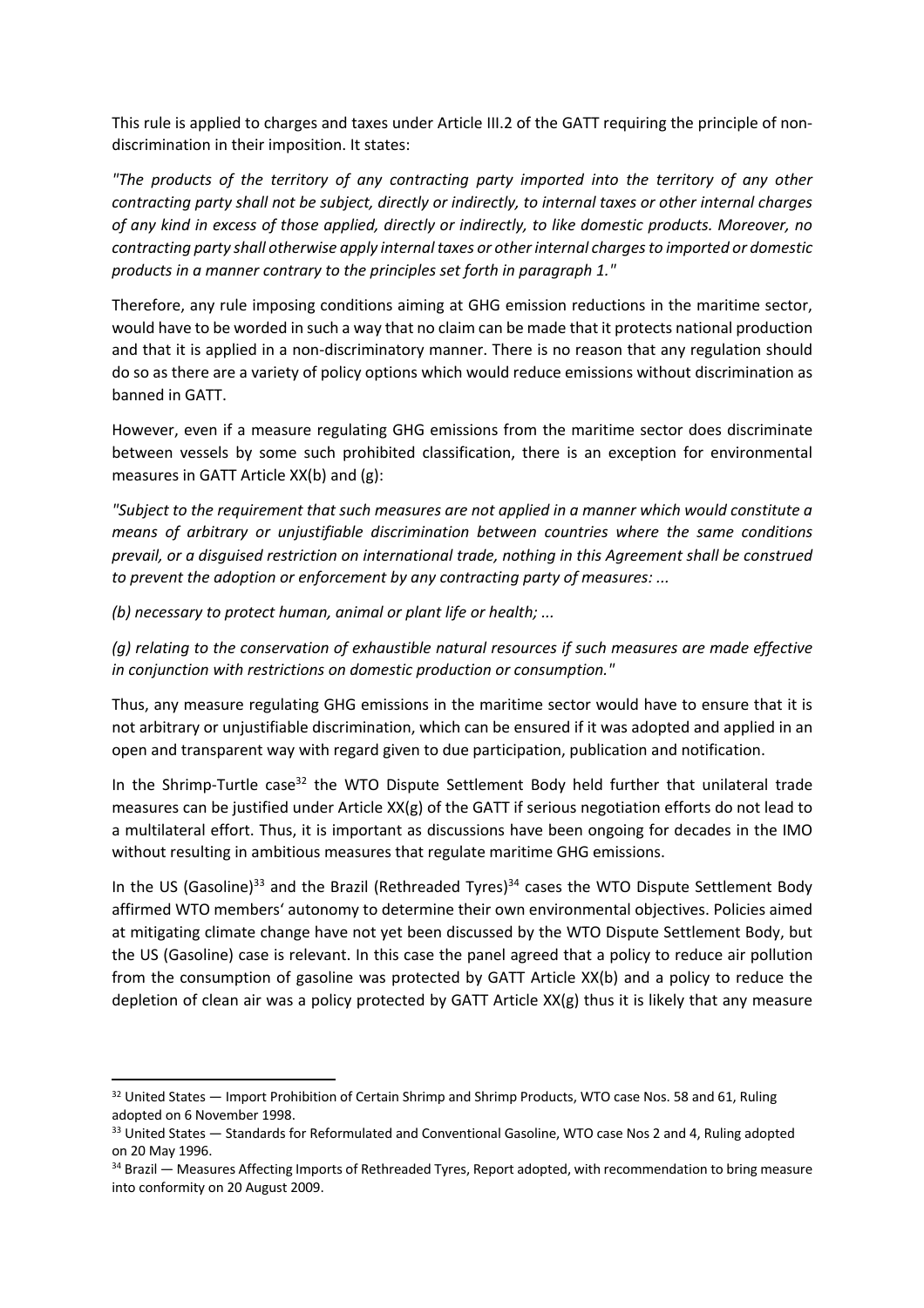This rule is applied to charges and taxes under Article III.2 of the GATT requiring the principle of non-discrimination in their imposition. It states:

*"The products of the territory of any contracting party imported into the territory of any other contracting party shall not be subject, directly or indirectly, to internal taxes or other internal charges of any kind in excess of those applied, directly or indirectly, to like domestic products. Moreover, no contracting party shall otherwise apply internal taxes or other internal charges to imported or domestic products in a manner contrary to the principles set forth in paragraph 1."*

Therefore, any rule imposing conditions aiming at GHG emission reductions in the maritime sector, would have to be worded in such a way that no claim can be made that it protects national production and that it is applied in a non-discriminatory manner. There is no reason that any regulation should do so as there are a variety of policy options which would reduce emissions without discrimination as banned in GATT.

However, even if a measure regulating GHG emissions from the maritime sector does discriminate between vessels by some such prohibited classification, there is an exception for environmental measures in GATT Article XX(b) and (g):

*"Subject to the requirement that such measures are not applied in a manner which would constitute a means of arbitrary or unjustifiable discrimination between countries where the same conditions prevail, or a disguised restriction on international trade, nothing in this Agreement shall be construed to prevent the adoption or enforcement by any contracting party of measures: ...*

*(b) necessary to protect human, animal or plant life or health; ...*

*(g) relating to the conservation of exhaustible natural resources if such measures are made effective in conjunction with restrictions on domestic production or consumption."*

Thus, any measure regulating GHG emissions in the maritime sector would have to ensure that it is not arbitrary or unjustifiable discrimination, which can be ensured if it was adopted and applied in an open and transparent way with regard given to due participation, publication and notification.

In the Shrimp-Turtle case[32] the WTO Dispute Settlement Body held further that unilateral trade measures can be justified under Article XX(g) of the GATT if serious negotiation efforts do not lead to a multilateral effort. Thus, it is important as discussions have been ongoing for decades in the IMO without resulting in ambitious measures that regulate maritime GHG emissions.

In the US (Gasoline)[33] and the Brazil (Rethreaded Tyres)[34] cases the WTO Dispute Settlement Body affirmed WTO members' autonomy to determine their own environmental objectives. Policies aimed at mitigating climate change have not yet been discussed by the WTO Dispute Settlement Body, but the US (Gasoline) case is relevant. In this case the panel agreed that a policy to reduce air pollution from the consumption of gasoline was protected by GATT Article XX(b) and a policy to reduce the depletion of clean air was a policy protected by GATT Article XX(g) thus it is likely that any measure

[32] United States — Import Prohibition of Certain Shrimp and Shrimp Products, WTO case Nos. 58 and 61, Ruling adopted on 6 November 1998.

[33] United States — Standards for Reformulated and Conventional Gasoline, WTO case Nos 2 and 4, Ruling adopted on 20 May 1996.

[34] Brazil — Measures Affecting Imports of Rethreaded Tyres, Report adopted, with recommendation to bring measure into conformity on 20 August 2009.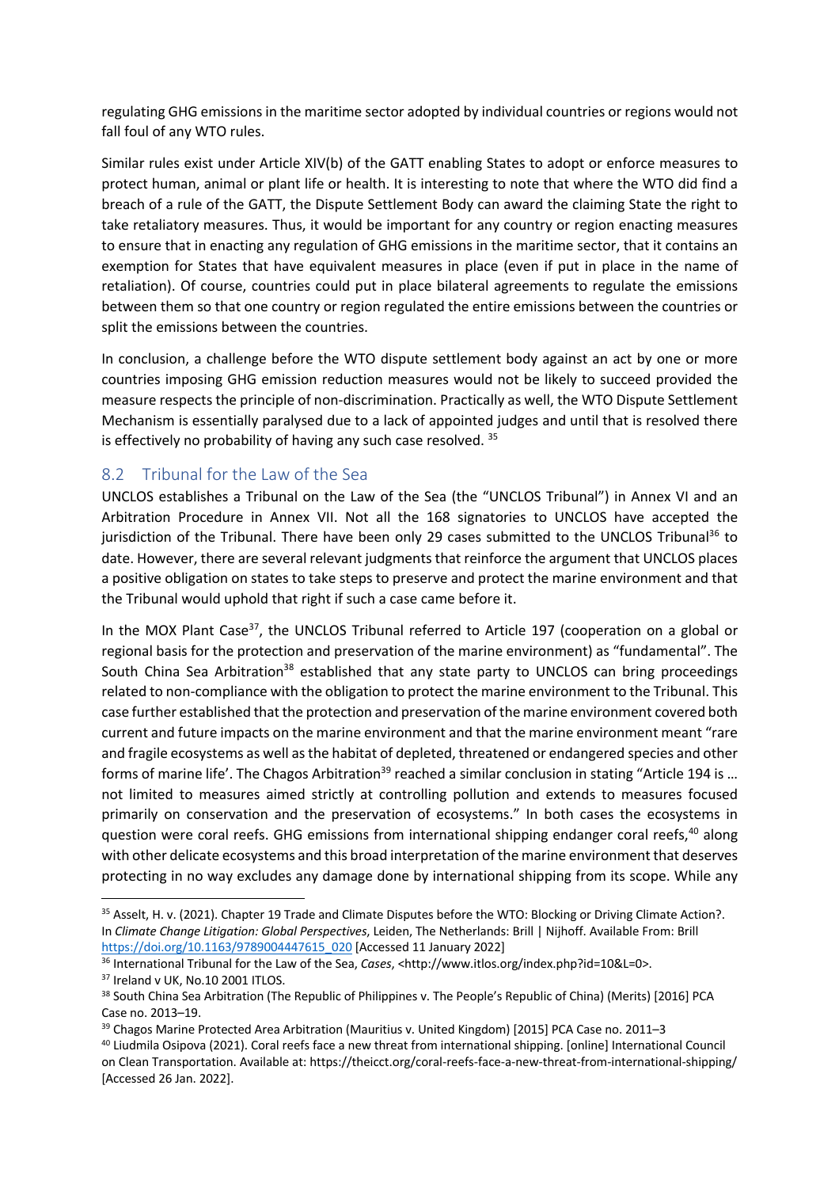regulating GHG emissions in the maritime sector adopted by individual countries or regions would not fall foul of any WTO rules.

Similar rules exist under Article XIV(b) of the GATT enabling States to adopt or enforce measures to protect human, animal or plant life or health. It is interesting to note that where the WTO did find a breach of a rule of the GATT, the Dispute Settlement Body can award the claiming State the right to take retaliatory measures. Thus, it would be important for any country or region enacting measures to ensure that in enacting any regulation of GHG emissions in the maritime sector, that it contains an exemption for States that have equivalent measures in place (even if put in place in the name of retaliation). Of course, countries could put in place bilateral agreements to regulate the emissions between them so that one country or region regulated the entire emissions between the countries or split the emissions between the countries.

In conclusion, a challenge before the WTO dispute settlement body against an act by one or more countries imposing GHG emission reduction measures would not be likely to succeed provided the measure respects the principle of non-discrimination. Practically as well, the WTO Dispute Settlement Mechanism is essentially paralysed due to a lack of appointed judges and until that is resolved there is effectively no probability of having any such case resolved. [35]

## 8.2 Tribunal for the Law of the Sea

UNCLOS establishes a Tribunal on the Law of the Sea (the "UNCLOS Tribunal") in Annex VI and an Arbitration Procedure in Annex VII. Not all the 168 signatories to UNCLOS have accepted the jurisdiction of the Tribunal. There have been only 29 cases submitted to the UNCLOS Tribunal[36] to date. However, there are several relevant judgments that reinforce the argument that UNCLOS places a positive obligation on states to take steps to preserve and protect the marine environment and that the Tribunal would uphold that right if such a case came before it.

In the MOX Plant Case[37], the UNCLOS Tribunal referred to Article 197 (cooperation on a global or regional basis for the protection and preservation of the marine environment) as "fundamental". The South China Sea Arbitration[38] established that any state party to UNCLOS can bring proceedings related to non-compliance with the obligation to protect the marine environment to the Tribunal. This case further established that the protection and preservation of the marine environment covered both current and future impacts on the marine environment and that the marine environment meant "rare and fragile ecosystems as well as the habitat of depleted, threatened or endangered species and other forms of marine life'. The Chagos Arbitration[39] reached a similar conclusion in stating "Article 194 is … not limited to measures aimed strictly at controlling pollution and extends to measures focused primarily on conservation and the preservation of ecosystems." In both cases the ecosystems in question were coral reefs. GHG emissions from international shipping endanger coral reefs,[40] along with other delicate ecosystems and this broad interpretation of the marine environment that deserves protecting in no way excludes any damage done by international shipping from its scope. While any

---

[35] Asselt, H. v. (2021). Chapter 19 Trade and Climate Disputes before the WTO: Blocking or Driving Climate Action?. In *Climate Change Litigation: Global Perspectives*, Leiden, The Netherlands: Brill | Nijhoff. Available From: Brill https://doi.org/10.1163/9789004447615_020 [Accessed 11 January 2022]

[36] International Tribunal for the Law of the Sea, *Cases*, <http://www.itlos.org/index.php?id=10&L=0>.

[37] Ireland v UK, No.10 2001 ITLOS.

[38] South China Sea Arbitration (The Republic of Philippines v. The People's Republic of China) (Merits) [2016] PCA Case no. 2013–19.

[39] Chagos Marine Protected Area Arbitration (Mauritius v. United Kingdom) [2015] PCA Case no. 2011–3

[40] Liudmila Osipova (2021). Coral reefs face a new threat from international shipping. [online] International Council on Clean Transportation. Available at: https://theicct.org/coral-reefs-face-a-new-threat-from-international-shipping/ [Accessed 26 Jan. 2022].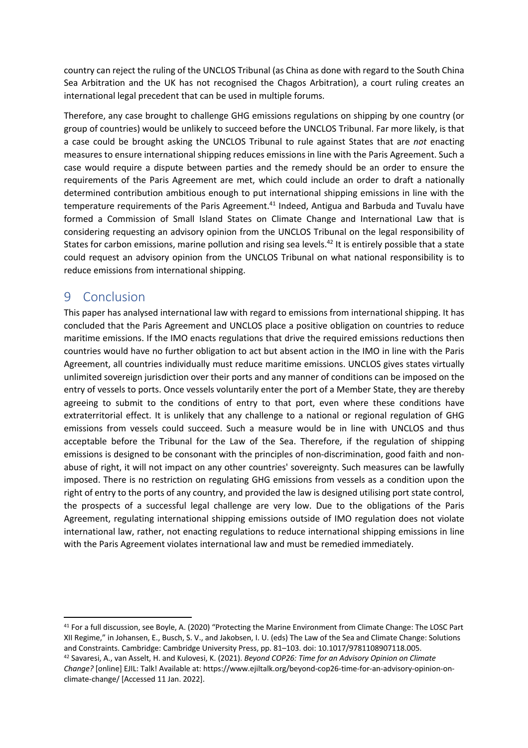country can reject the ruling of the UNCLOS Tribunal (as China as done with regard to the South China Sea Arbitration and the UK has not recognised the Chagos Arbitration), a court ruling creates an international legal precedent that can be used in multiple forums.

Therefore, any case brought to challenge GHG emissions regulations on shipping by one country (or group of countries) would be unlikely to succeed before the UNCLOS Tribunal. Far more likely, is that a case could be brought asking the UNCLOS Tribunal to rule against States that are *not* enacting measures to ensure international shipping reduces emissions in line with the Paris Agreement. Such a case would require a dispute between parties and the remedy should be an order to ensure the requirements of the Paris Agreement are met, which could include an order to draft a nationally determined contribution ambitious enough to put international shipping emissions in line with the temperature requirements of the Paris Agreement.[41] Indeed, Antigua and Barbuda and Tuvalu have formed a Commission of Small Island States on Climate Change and International Law that is considering requesting an advisory opinion from the UNCLOS Tribunal on the legal responsibility of States for carbon emissions, marine pollution and rising sea levels.[42] It is entirely possible that a state could request an advisory opinion from the UNCLOS Tribunal on what national responsibility is to reduce emissions from international shipping.

# 9 Conclusion

This paper has analysed international law with regard to emissions from international shipping. It has concluded that the Paris Agreement and UNCLOS place a positive obligation on countries to reduce maritime emissions. If the IMO enacts regulations that drive the required emissions reductions then countries would have no further obligation to act but absent action in the IMO in line with the Paris Agreement, all countries individually must reduce maritime emissions. UNCLOS gives states virtually unlimited sovereign jurisdiction over their ports and any manner of conditions can be imposed on the entry of vessels to ports. Once vessels voluntarily enter the port of a Member State, they are thereby agreeing to submit to the conditions of entry to that port, even where these conditions have extraterritorial effect. It is unlikely that any challenge to a national or regional regulation of GHG emissions from vessels could succeed. Such a measure would be in line with UNCLOS and thus acceptable before the Tribunal for the Law of the Sea. Therefore, if the regulation of shipping emissions is designed to be consonant with the principles of non-discrimination, good faith and non-abuse of right, it will not impact on any other countries' sovereignty. Such measures can be lawfully imposed. There is no restriction on regulating GHG emissions from vessels as a condition upon the right of entry to the ports of any country, and provided the law is designed utilising port state control, the prospects of a successful legal challenge are very low. Due to the obligations of the Paris Agreement, regulating international shipping emissions outside of IMO regulation does not violate international law, rather, not enacting regulations to reduce international shipping emissions in line with the Paris Agreement violates international law and must be remedied immediately.

[41] For a full discussion, see Boyle, A. (2020) "Protecting the Marine Environment from Climate Change: The LOSC Part XII Regime," in Johansen, E., Busch, S. V., and Jakobsen, I. U. (eds) The Law of the Sea and Climate Change: Solutions and Constraints. Cambridge: Cambridge University Press, pp. 81–103. doi: 10.1017/9781108907118.005.

[42] Savaresi, A., van Asselt, H. and Kulovesi, K. (2021). *Beyond COP26: Time for an Advisory Opinion on Climate Change?* [online] EJIL: Talk! Available at: https://www.ejiltalk.org/beyond-cop26-time-for-an-advisory-opinion-on-climate-change/ [Accessed 11 Jan. 2022].